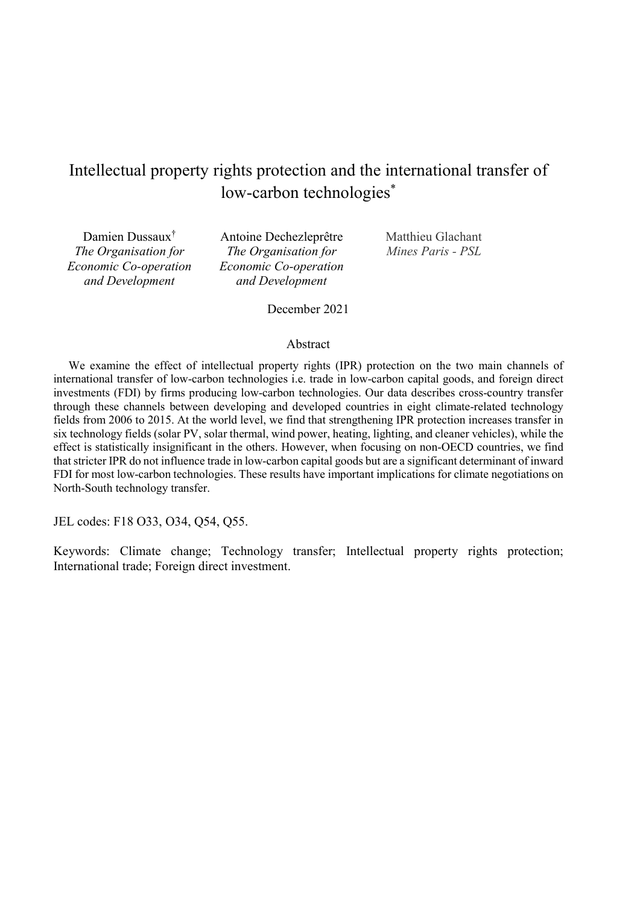# Intellectual property rights protection and the international transfer of low-carbon technologies[*]

Damien Dussaux[†]
*The Organisation for Economic Co-operation and Development*

Antoine Dechezleprêtre
*The Organisation for Economic Co-operation and Development*

Matthieu Glachant
*Mines Paris - PSL*

December 2021

## Abstract

We examine the effect of intellectual property rights (IPR) protection on the two main channels of international transfer of low-carbon technologies i.e. trade in low-carbon capital goods, and foreign direct investments (FDI) by firms producing low-carbon technologies. Our data describes cross-country transfer through these channels between developing and developed countries in eight climate-related technology fields from 2006 to 2015. At the world level, we find that strengthening IPR protection increases transfer in six technology fields (solar PV, solar thermal, wind power, heating, lighting, and cleaner vehicles), while the effect is statistically insignificant in the others. However, when focusing on non-OECD countries, we find that stricter IPR do not influence trade in low-carbon capital goods but are a significant determinant of inward FDI for most low-carbon technologies. These results have important implications for climate negotiations on North-South technology transfer.

JEL codes: F18 O33, O34, Q54, Q55.

Keywords: Climate change; Technology transfer; Intellectual property rights protection; International trade; Foreign direct investment.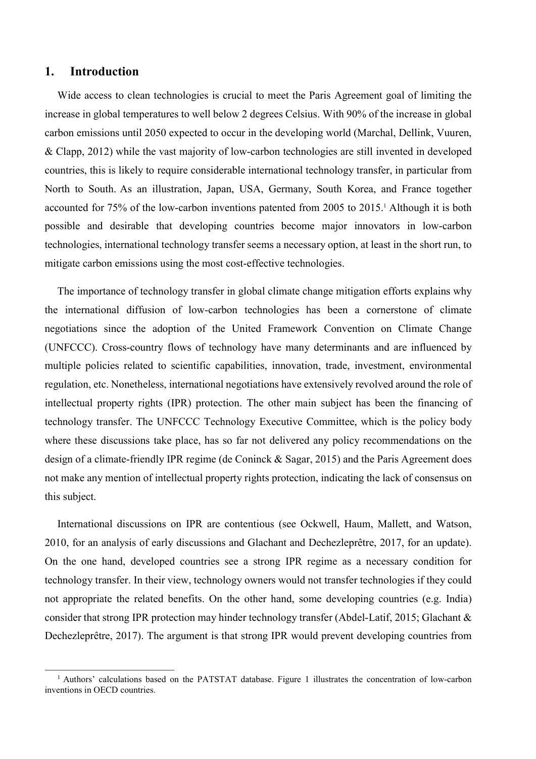## 1. Introduction

Wide access to clean technologies is crucial to meet the Paris Agreement goal of limiting the increase in global temperatures to well below 2 degrees Celsius. With 90% of the increase in global carbon emissions until 2050 expected to occur in the developing world (Marchal, Dellink, Vuuren, & Clapp, 2012) while the vast majority of low-carbon technologies are still invented in developed countries, this is likely to require considerable international technology transfer, in particular from North to South. As an illustration, Japan, USA, Germany, South Korea, and France together accounted for 75% of the low-carbon inventions patented from 2005 to 2015.[1] Although it is both possible and desirable that developing countries become major innovators in low-carbon technologies, international technology transfer seems a necessary option, at least in the short run, to mitigate carbon emissions using the most cost-effective technologies.

The importance of technology transfer in global climate change mitigation efforts explains why the international diffusion of low-carbon technologies has been a cornerstone of climate negotiations since the adoption of the United Framework Convention on Climate Change (UNFCCC). Cross-country flows of technology have many determinants and are influenced by multiple policies related to scientific capabilities, innovation, trade, investment, environmental regulation, etc. Nonetheless, international negotiations have extensively revolved around the role of intellectual property rights (IPR) protection. The other main subject has been the financing of technology transfer. The UNFCCC Technology Executive Committee, which is the policy body where these discussions take place, has so far not delivered any policy recommendations on the design of a climate-friendly IPR regime (de Coninck & Sagar, 2015) and the Paris Agreement does not make any mention of intellectual property rights protection, indicating the lack of consensus on this subject.

International discussions on IPR are contentious (see Ockwell, Haum, Mallett, and Watson, 2010, for an analysis of early discussions and Glachant and Dechezleprêtre, 2017, for an update). On the one hand, developed countries see a strong IPR regime as a necessary condition for technology transfer. In their view, technology owners would not transfer technologies if they could not appropriate the related benefits. On the other hand, some developing countries (e.g. India) consider that strong IPR protection may hinder technology transfer (Abdel-Latif, 2015; Glachant & Dechezleprêtre, 2017). The argument is that strong IPR would prevent developing countries from

[1] Authors' calculations based on the PATSTAT database. Figure 1 illustrates the concentration of low-carbon inventions in OECD countries.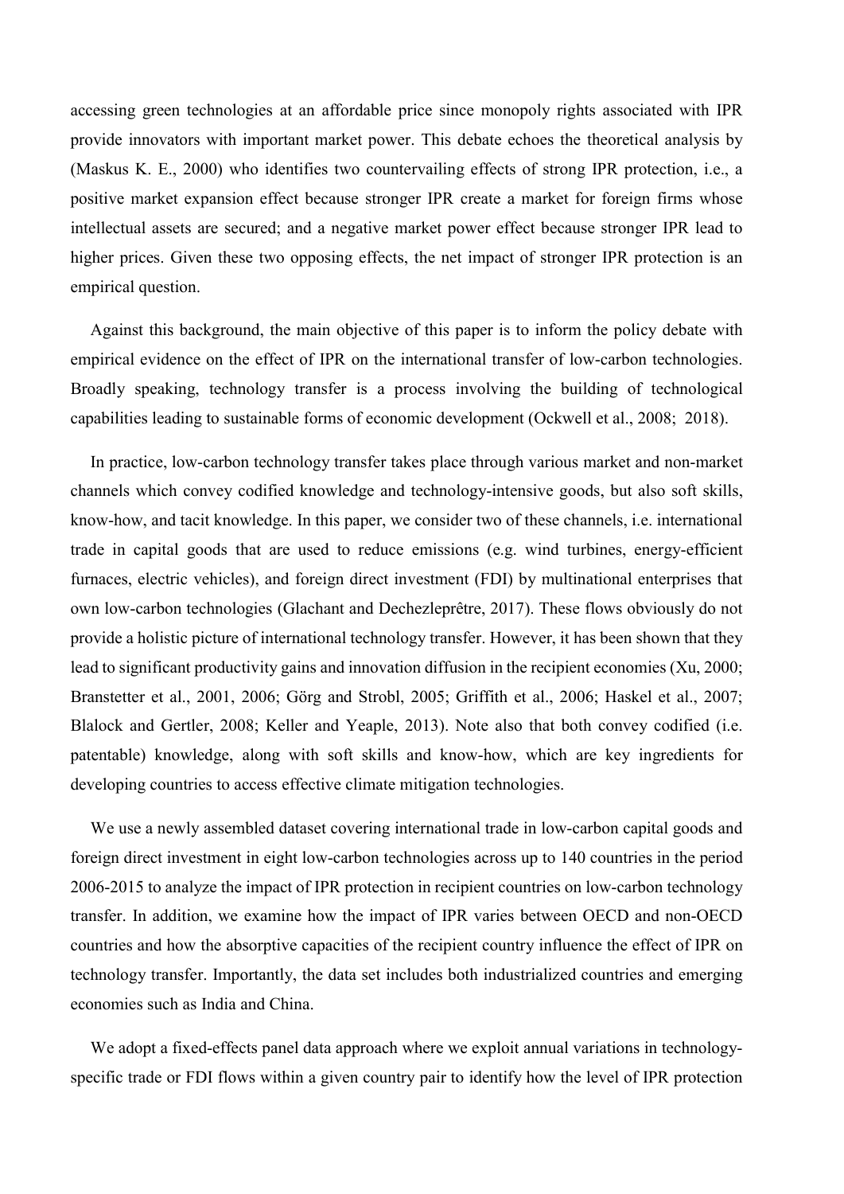accessing green technologies at an affordable price since monopoly rights associated with IPR provide innovators with important market power. This debate echoes the theoretical analysis by (Maskus K. E., 2000) who identifies two countervailing effects of strong IPR protection, i.e., a positive market expansion effect because stronger IPR create a market for foreign firms whose intellectual assets are secured; and a negative market power effect because stronger IPR lead to higher prices. Given these two opposing effects, the net impact of stronger IPR protection is an empirical question.

Against this background, the main objective of this paper is to inform the policy debate with empirical evidence on the effect of IPR on the international transfer of low-carbon technologies. Broadly speaking, technology transfer is a process involving the building of technological capabilities leading to sustainable forms of economic development (Ockwell et al., 2008; 2018).

In practice, low-carbon technology transfer takes place through various market and non-market channels which convey codified knowledge and technology-intensive goods, but also soft skills, know-how, and tacit knowledge. In this paper, we consider two of these channels, i.e. international trade in capital goods that are used to reduce emissions (e.g. wind turbines, energy-efficient furnaces, electric vehicles), and foreign direct investment (FDI) by multinational enterprises that own low-carbon technologies (Glachant and Dechezleprêtre, 2017). These flows obviously do not provide a holistic picture of international technology transfer. However, it has been shown that they lead to significant productivity gains and innovation diffusion in the recipient economies (Xu, 2000; Branstetter et al., 2001, 2006; Görg and Strobl, 2005; Griffith et al., 2006; Haskel et al., 2007; Blalock and Gertler, 2008; Keller and Yeaple, 2013). Note also that both convey codified (i.e. patentable) knowledge, along with soft skills and know-how, which are key ingredients for developing countries to access effective climate mitigation technologies.

We use a newly assembled dataset covering international trade in low-carbon capital goods and foreign direct investment in eight low-carbon technologies across up to 140 countries in the period 2006-2015 to analyze the impact of IPR protection in recipient countries on low-carbon technology transfer. In addition, we examine how the impact of IPR varies between OECD and non-OECD countries and how the absorptive capacities of the recipient country influence the effect of IPR on technology transfer. Importantly, the data set includes both industrialized countries and emerging economies such as India and China.

We adopt a fixed-effects panel data approach where we exploit annual variations in technology-specific trade or FDI flows within a given country pair to identify how the level of IPR protection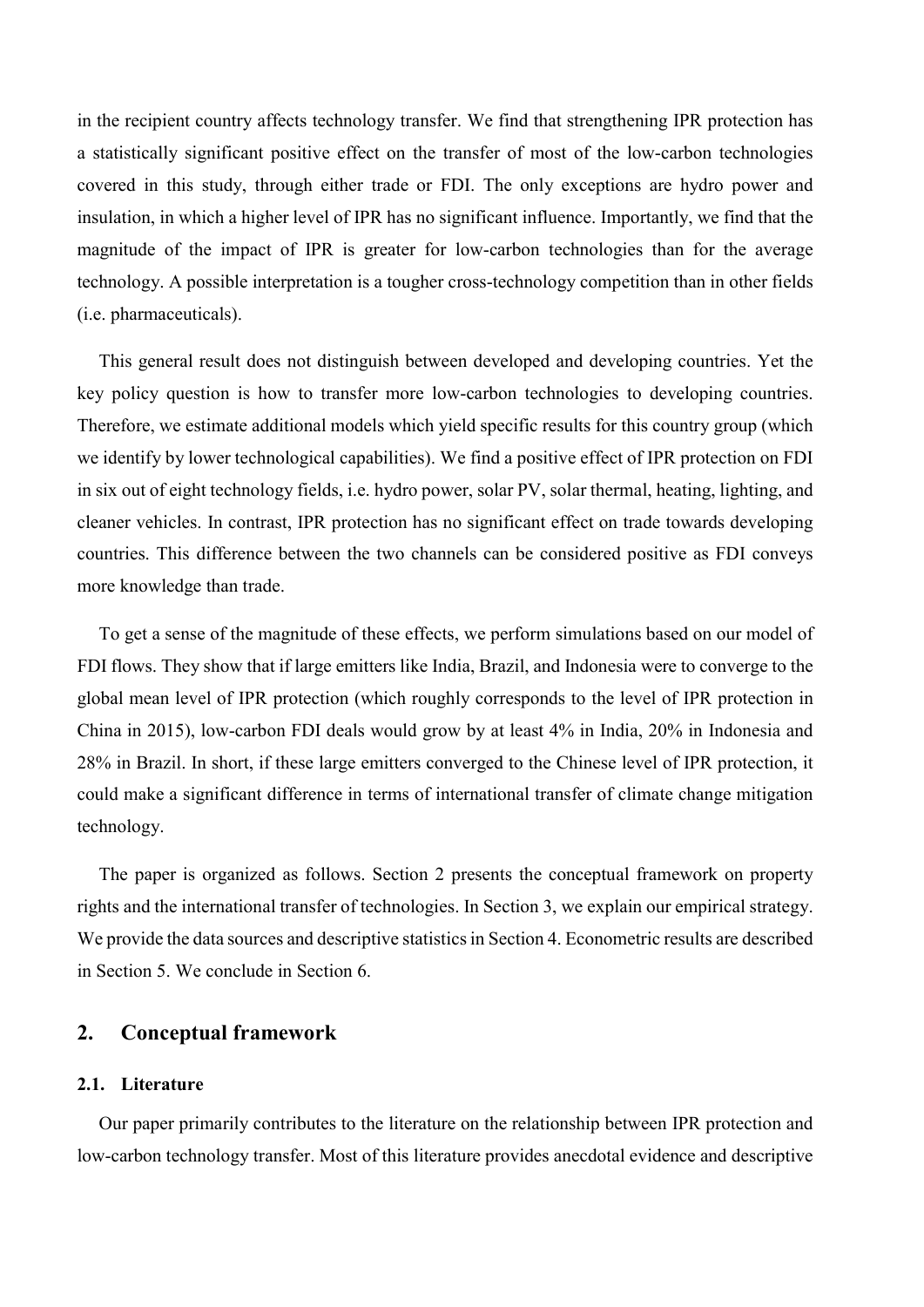in the recipient country affects technology transfer. We find that strengthening IPR protection has a statistically significant positive effect on the transfer of most of the low-carbon technologies covered in this study, through either trade or FDI. The only exceptions are hydro power and insulation, in which a higher level of IPR has no significant influence. Importantly, we find that the magnitude of the impact of IPR is greater for low-carbon technologies than for the average technology. A possible interpretation is a tougher cross-technology competition than in other fields (i.e. pharmaceuticals).

This general result does not distinguish between developed and developing countries. Yet the key policy question is how to transfer more low-carbon technologies to developing countries. Therefore, we estimate additional models which yield specific results for this country group (which we identify by lower technological capabilities). We find a positive effect of IPR protection on FDI in six out of eight technology fields, i.e. hydro power, solar PV, solar thermal, heating, lighting, and cleaner vehicles. In contrast, IPR protection has no significant effect on trade towards developing countries. This difference between the two channels can be considered positive as FDI conveys more knowledge than trade.

To get a sense of the magnitude of these effects, we perform simulations based on our model of FDI flows. They show that if large emitters like India, Brazil, and Indonesia were to converge to the global mean level of IPR protection (which roughly corresponds to the level of IPR protection in China in 2015), low-carbon FDI deals would grow by at least 4% in India, 20% in Indonesia and 28% in Brazil. In short, if these large emitters converged to the Chinese level of IPR protection, it could make a significant difference in terms of international transfer of climate change mitigation technology.

The paper is organized as follows. Section 2 presents the conceptual framework on property rights and the international transfer of technologies. In Section 3, we explain our empirical strategy. We provide the data sources and descriptive statistics in Section 4. Econometric results are described in Section 5. We conclude in Section 6.

## 2. Conceptual framework

### 2.1. Literature

Our paper primarily contributes to the literature on the relationship between IPR protection and low-carbon technology transfer. Most of this literature provides anecdotal evidence and descriptive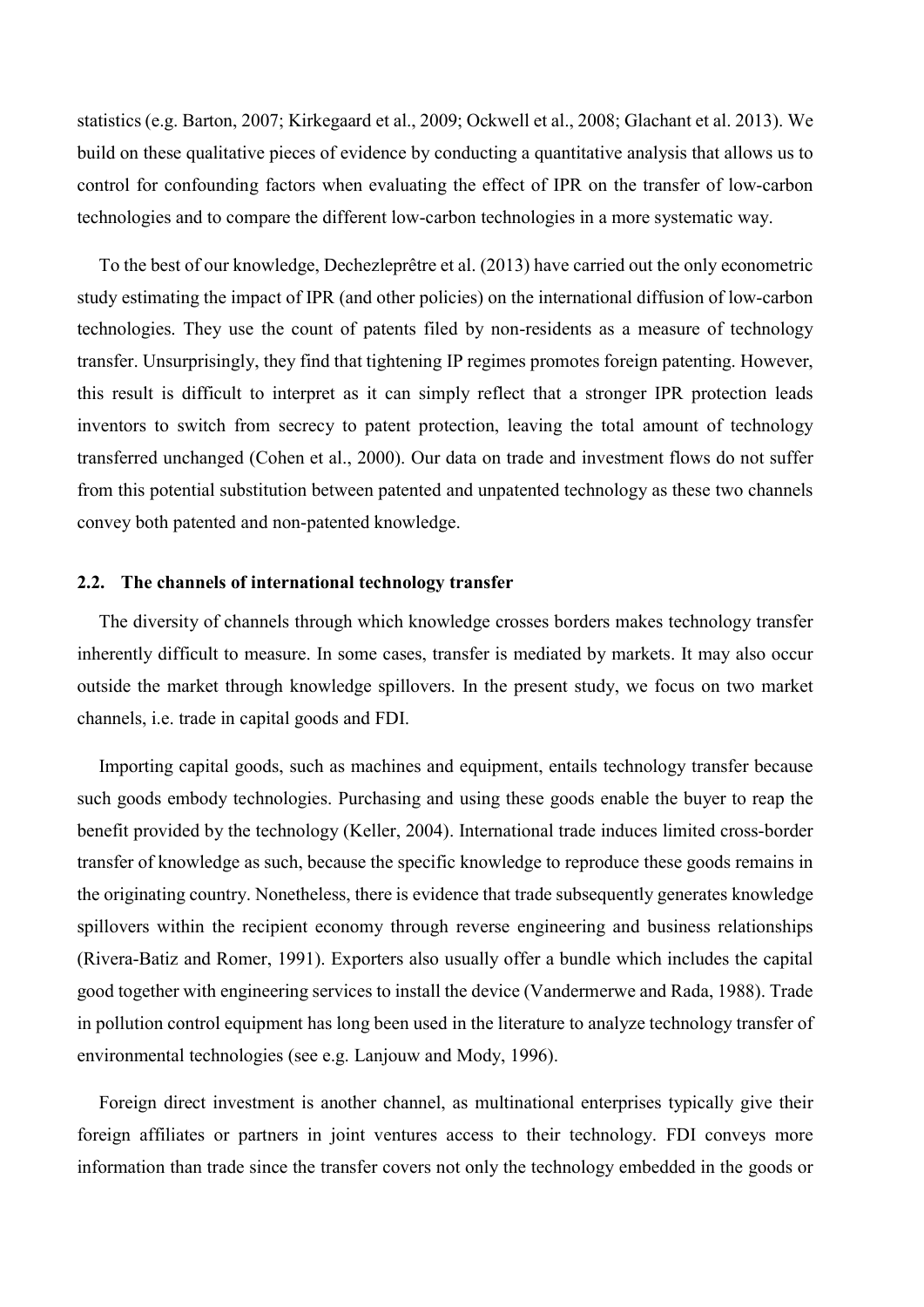statistics (e.g. Barton, 2007; Kirkegaard et al., 2009; Ockwell et al., 2008; Glachant et al. 2013). We build on these qualitative pieces of evidence by conducting a quantitative analysis that allows us to control for confounding factors when evaluating the effect of IPR on the transfer of low-carbon technologies and to compare the different low-carbon technologies in a more systematic way.

To the best of our knowledge, Dechezleprêtre et al. (2013) have carried out the only econometric study estimating the impact of IPR (and other policies) on the international diffusion of low-carbon technologies. They use the count of patents filed by non-residents as a measure of technology transfer. Unsurprisingly, they find that tightening IP regimes promotes foreign patenting. However, this result is difficult to interpret as it can simply reflect that a stronger IPR protection leads inventors to switch from secrecy to patent protection, leaving the total amount of technology transferred unchanged (Cohen et al., 2000). Our data on trade and investment flows do not suffer from this potential substitution between patented and unpatented technology as these two channels convey both patented and non-patented knowledge.

### 2.2. The channels of international technology transfer

The diversity of channels through which knowledge crosses borders makes technology transfer inherently difficult to measure. In some cases, transfer is mediated by markets. It may also occur outside the market through knowledge spillovers. In the present study, we focus on two market channels, i.e. trade in capital goods and FDI.

Importing capital goods, such as machines and equipment, entails technology transfer because such goods embody technologies. Purchasing and using these goods enable the buyer to reap the benefit provided by the technology (Keller, 2004). International trade induces limited cross-border transfer of knowledge as such, because the specific knowledge to reproduce these goods remains in the originating country. Nonetheless, there is evidence that trade subsequently generates knowledge spillovers within the recipient economy through reverse engineering and business relationships (Rivera-Batiz and Romer, 1991). Exporters also usually offer a bundle which includes the capital good together with engineering services to install the device (Vandermerwe and Rada, 1988). Trade in pollution control equipment has long been used in the literature to analyze technology transfer of environmental technologies (see e.g. Lanjouw and Mody, 1996).

Foreign direct investment is another channel, as multinational enterprises typically give their foreign affiliates or partners in joint ventures access to their technology. FDI conveys more information than trade since the transfer covers not only the technology embedded in the goods or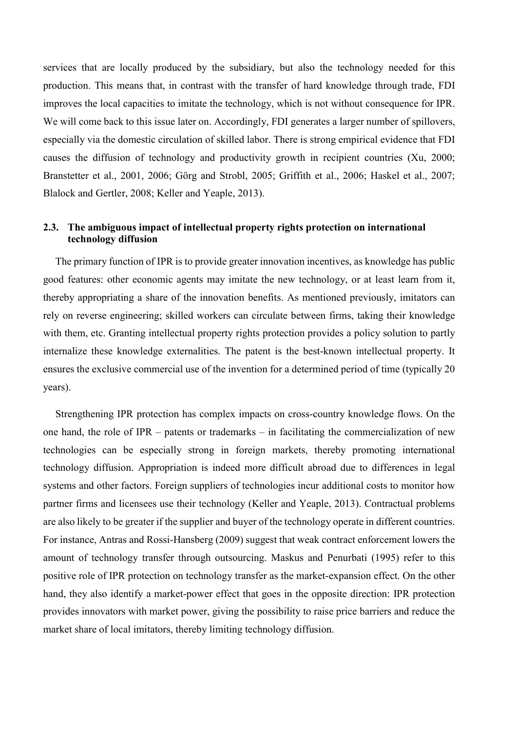services that are locally produced by the subsidiary, but also the technology needed for this production. This means that, in contrast with the transfer of hard knowledge through trade, FDI improves the local capacities to imitate the technology, which is not without consequence for IPR. We will come back to this issue later on. Accordingly, FDI generates a larger number of spillovers, especially via the domestic circulation of skilled labor. There is strong empirical evidence that FDI causes the diffusion of technology and productivity growth in recipient countries (Xu, 2000; Branstetter et al., 2001, 2006; Görg and Strobl, 2005; Griffith et al., 2006; Haskel et al., 2007; Blalock and Gertler, 2008; Keller and Yeaple, 2013).

### 2.3. The ambiguous impact of intellectual property rights protection on international technology diffusion

The primary function of IPR is to provide greater innovation incentives, as knowledge has public good features: other economic agents may imitate the new technology, or at least learn from it, thereby appropriating a share of the innovation benefits. As mentioned previously, imitators can rely on reverse engineering; skilled workers can circulate between firms, taking their knowledge with them, etc. Granting intellectual property rights protection provides a policy solution to partly internalize these knowledge externalities. The patent is the best-known intellectual property. It ensures the exclusive commercial use of the invention for a determined period of time (typically 20 years).

Strengthening IPR protection has complex impacts on cross-country knowledge flows. On the one hand, the role of IPR – patents or trademarks – in facilitating the commercialization of new technologies can be especially strong in foreign markets, thereby promoting international technology diffusion. Appropriation is indeed more difficult abroad due to differences in legal systems and other factors. Foreign suppliers of technologies incur additional costs to monitor how partner firms and licensees use their technology (Keller and Yeaple, 2013). Contractual problems are also likely to be greater if the supplier and buyer of the technology operate in different countries. For instance, Antras and Rossi-Hansberg (2009) suggest that weak contract enforcement lowers the amount of technology transfer through outsourcing. Maskus and Penurbati (1995) refer to this positive role of IPR protection on technology transfer as the market-expansion effect. On the other hand, they also identify a market-power effect that goes in the opposite direction: IPR protection provides innovators with market power, giving the possibility to raise price barriers and reduce the market share of local imitators, thereby limiting technology diffusion.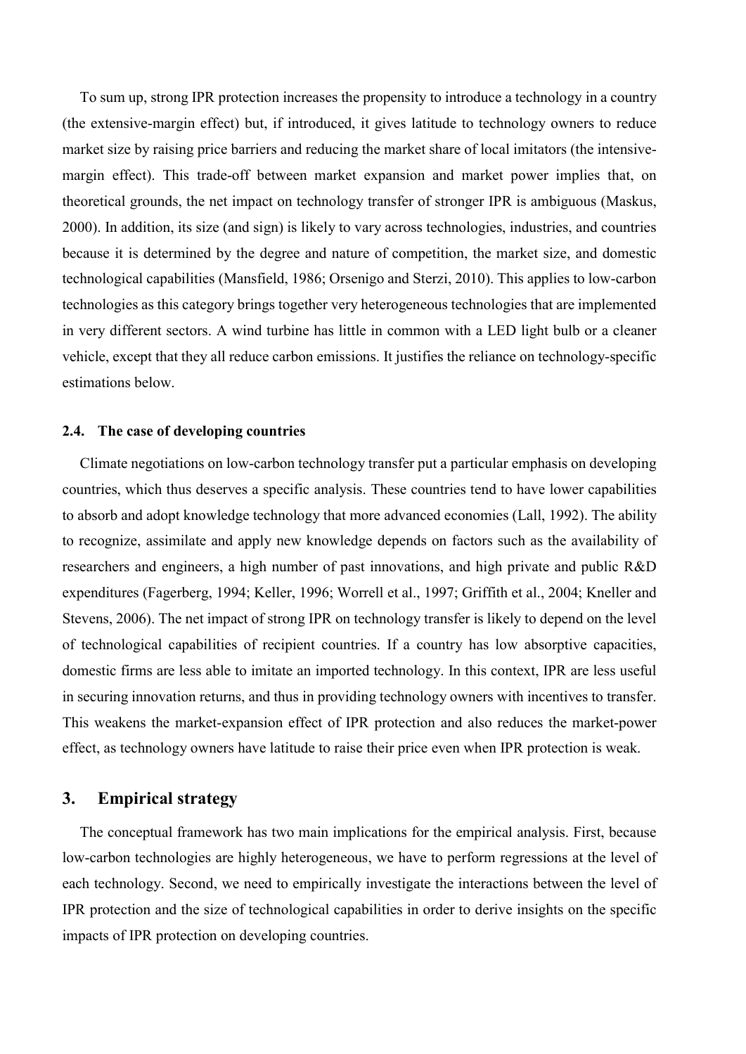To sum up, strong IPR protection increases the propensity to introduce a technology in a country (the extensive-margin effect) but, if introduced, it gives latitude to technology owners to reduce market size by raising price barriers and reducing the market share of local imitators (the intensive-margin effect). This trade-off between market expansion and market power implies that, on theoretical grounds, the net impact on technology transfer of stronger IPR is ambiguous (Maskus, 2000). In addition, its size (and sign) is likely to vary across technologies, industries, and countries because it is determined by the degree and nature of competition, the market size, and domestic technological capabilities (Mansfield, 1986; Orsenigo and Sterzi, 2010). This applies to low-carbon technologies as this category brings together very heterogeneous technologies that are implemented in very different sectors. A wind turbine has little in common with a LED light bulb or a cleaner vehicle, except that they all reduce carbon emissions. It justifies the reliance on technology-specific estimations below.

### 2.4. The case of developing countries

Climate negotiations on low-carbon technology transfer put a particular emphasis on developing countries, which thus deserves a specific analysis. These countries tend to have lower capabilities to absorb and adopt knowledge technology that more advanced economies (Lall, 1992). The ability to recognize, assimilate and apply new knowledge depends on factors such as the availability of researchers and engineers, a high number of past innovations, and high private and public R&D expenditures (Fagerberg, 1994; Keller, 1996; Worrell et al., 1997; Griffith et al., 2004; Kneller and Stevens, 2006). The net impact of strong IPR on technology transfer is likely to depend on the level of technological capabilities of recipient countries. If a country has low absorptive capacities, domestic firms are less able to imitate an imported technology. In this context, IPR are less useful in securing innovation returns, and thus in providing technology owners with incentives to transfer. This weakens the market-expansion effect of IPR protection and also reduces the market-power effect, as technology owners have latitude to raise their price even when IPR protection is weak.

## 3. Empirical strategy

The conceptual framework has two main implications for the empirical analysis. First, because low-carbon technologies are highly heterogeneous, we have to perform regressions at the level of each technology. Second, we need to empirically investigate the interactions between the level of IPR protection and the size of technological capabilities in order to derive insights on the specific impacts of IPR protection on developing countries.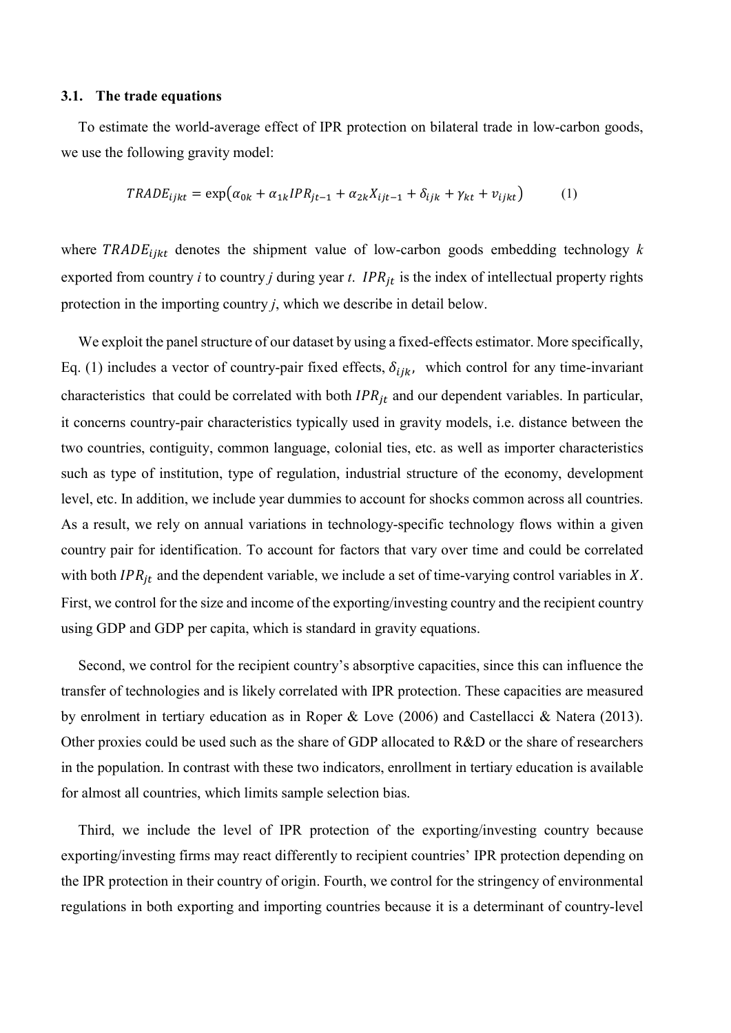### 3.1. The trade equations

To estimate the world-average effect of IPR protection on bilateral trade in low-carbon goods, we use the following gravity model:

$$TRADE_{ijkt} = \exp\left(\alpha_{0k} + \alpha_{1k} IPR_{jt-1} + \alpha_{2k} X_{ijt-1} + \delta_{ijk} + \gamma_{kt} + v_{ijkt}\right) \qquad (1)$$

where $TRADE_{ijkt}$ denotes the shipment value of low-carbon goods embedding technology $k$ exported from country $i$ to country $j$ during year $t$. $IPR_{jt}$ is the index of intellectual property rights protection in the importing country $j$, which we describe in detail below.

We exploit the panel structure of our dataset by using a fixed-effects estimator. More specifically, Eq. (1) includes a vector of country-pair fixed effects, $\delta_{ijk}$, which control for any time-invariant characteristics that could be correlated with both $IPR_{jt}$ and our dependent variables. In particular, it concerns country-pair characteristics typically used in gravity models, i.e. distance between the two countries, contiguity, common language, colonial ties, etc. as well as importer characteristics such as type of institution, type of regulation, industrial structure of the economy, development level, etc. In addition, we include year dummies to account for shocks common across all countries. As a result, we rely on annual variations in technology-specific technology flows within a given country pair for identification. To account for factors that vary over time and could be correlated with both $IPR_{jt}$ and the dependent variable, we include a set of time-varying control variables in $X$. First, we control for the size and income of the exporting/investing country and the recipient country using GDP and GDP per capita, which is standard in gravity equations.

Second, we control for the recipient country's absorptive capacities, since this can influence the transfer of technologies and is likely correlated with IPR protection. These capacities are measured by enrolment in tertiary education as in Roper & Love (2006) and Castellacci & Natera (2013). Other proxies could be used such as the share of GDP allocated to R&D or the share of researchers in the population. In contrast with these two indicators, enrollment in tertiary education is available for almost all countries, which limits sample selection bias.

Third, we include the level of IPR protection of the exporting/investing country because exporting/investing firms may react differently to recipient countries' IPR protection depending on the IPR protection in their country of origin. Fourth, we control for the stringency of environmental regulations in both exporting and importing countries because it is a determinant of country-level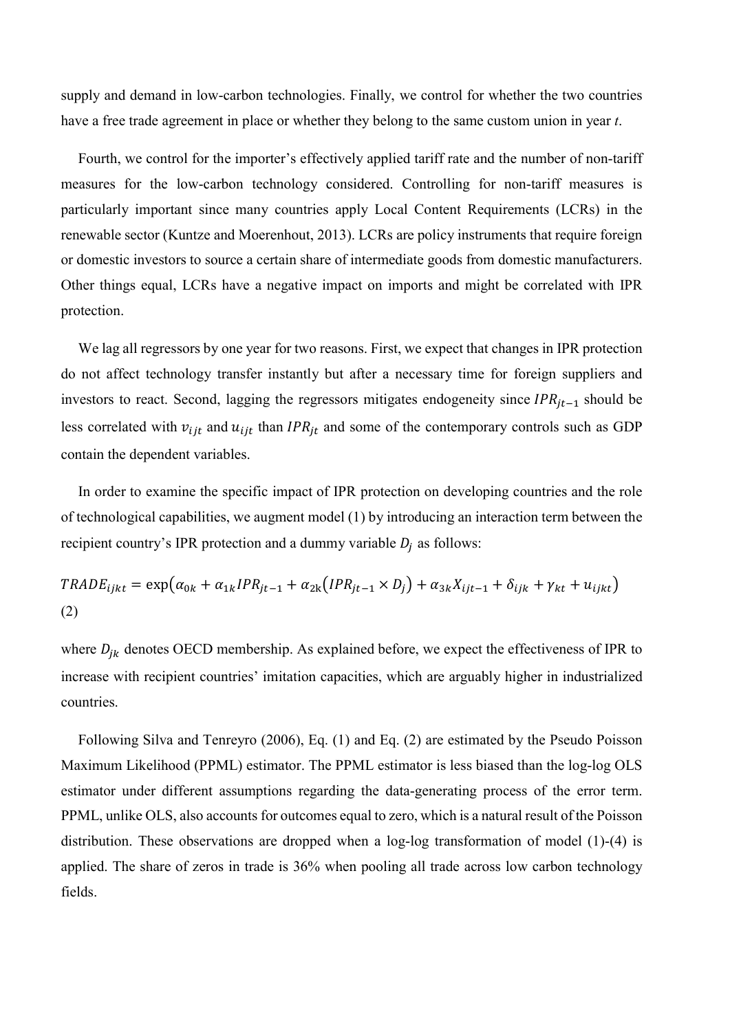supply and demand in low-carbon technologies. Finally, we control for whether the two countries have a free trade agreement in place or whether they belong to the same custom union in year *t*.

Fourth, we control for the importer's effectively applied tariff rate and the number of non-tariff measures for the low-carbon technology considered. Controlling for non-tariff measures is particularly important since many countries apply Local Content Requirements (LCRs) in the renewable sector (Kuntze and Moerenhout, 2013). LCRs are policy instruments that require foreign or domestic investors to source a certain share of intermediate goods from domestic manufacturers. Other things equal, LCRs have a negative impact on imports and might be correlated with IPR protection.

We lag all regressors by one year for two reasons. First, we expect that changes in IPR protection do not affect technology transfer instantly but after a necessary time for foreign suppliers and investors to react. Second, lagging the regressors mitigates endogeneity since $IPR_{jt-1}$ should be less correlated with $v_{ijt}$ and $u_{ijt}$ than $IPR_{jt}$ and some of the contemporary controls such as GDP contain the dependent variables.

In order to examine the specific impact of IPR protection on developing countries and the role of technological capabilities, we augment model (1) by introducing an interaction term between the recipient country's IPR protection and a dummy variable $D_j$ as follows:

$$TRADE_{ijkt} = \exp\left(\alpha_{0k} + \alpha_{1k}IPR_{jt-1} + \alpha_{2k}\left(IPR_{jt-1} \times D_j\right) + \alpha_{3k}X_{ijt-1} + \delta_{ijk} + \gamma_{kt} + u_{ijkt}\right) \quad (2)$$

where $D_{jk}$ denotes OECD membership. As explained before, we expect the effectiveness of IPR to increase with recipient countries' imitation capacities, which are arguably higher in industrialized countries.

Following Silva and Tenreyro (2006), Eq. (1) and Eq. (2) are estimated by the Pseudo Poisson Maximum Likelihood (PPML) estimator. The PPML estimator is less biased than the log-log OLS estimator under different assumptions regarding the data-generating process of the error term. PPML, unlike OLS, also accounts for outcomes equal to zero, which is a natural result of the Poisson distribution. These observations are dropped when a log-log transformation of model (1)-(4) is applied. The share of zeros in trade is 36% when pooling all trade across low carbon technology fields.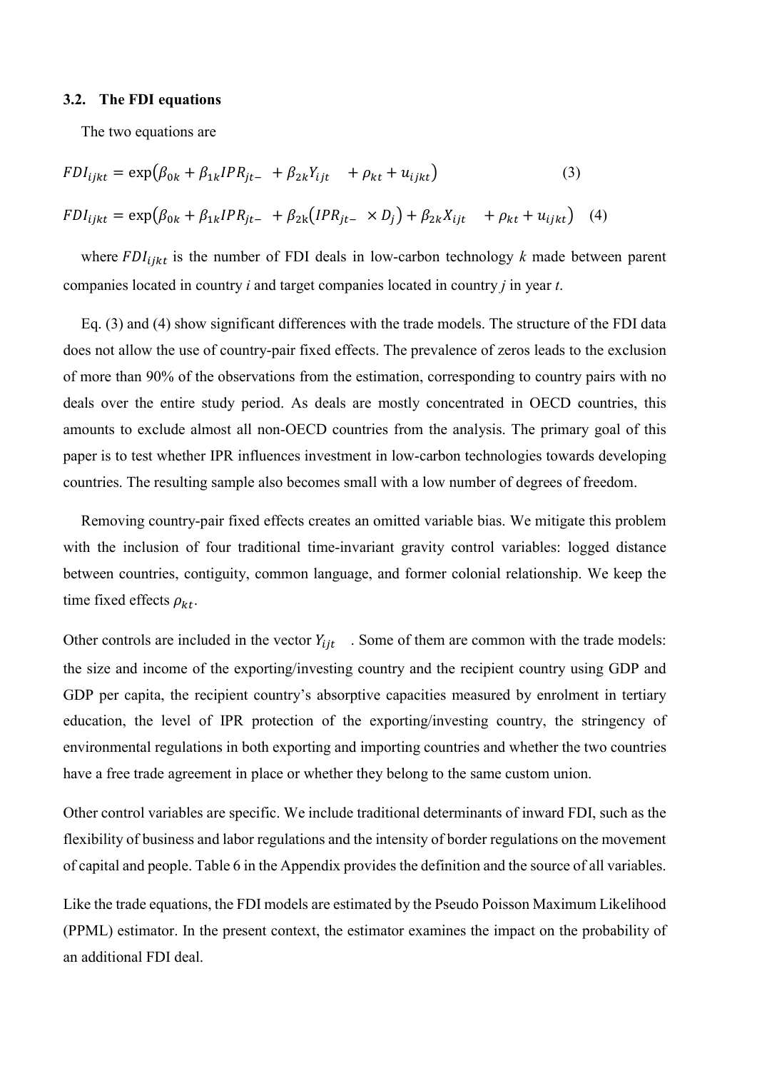### 3.2. The FDI equations

The two equations are

$$FDI_{ijkt} = \exp\left(\beta_{0k} + \beta_{1k}IPR_{jt-} + \beta_{2k}Y_{ijt} + \rho_{kt} + u_{ijkt}\right) \quad (3)$$

$$FDI_{ijkt} = \exp\left(\beta_{0k} + \beta_{1k}IPR_{jt-} + \beta_{2k}\left(IPR_{jt-} \times D_j\right) + \beta_{2k}X_{ijt} + \rho_{kt} + u_{ijkt}\right) \quad (4)$$

where $FDI_{ijkt}$ is the number of FDI deals in low-carbon technology *k* made between parent companies located in country *i* and target companies located in country *j* in year *t*.

Eq. (3) and (4) show significant differences with the trade models. The structure of the FDI data does not allow the use of country-pair fixed effects. The prevalence of zeros leads to the exclusion of more than 90% of the observations from the estimation, corresponding to country pairs with no deals over the entire study period. As deals are mostly concentrated in OECD countries, this amounts to exclude almost all non-OECD countries from the analysis. The primary goal of this paper is to test whether IPR influences investment in low-carbon technologies towards developing countries. The resulting sample also becomes small with a low number of degrees of freedom.

Removing country-pair fixed effects creates an omitted variable bias. We mitigate this problem with the inclusion of four traditional time-invariant gravity control variables: logged distance between countries, contiguity, common language, and former colonial relationship. We keep the time fixed effects $\rho_{kt}$.

Other controls are included in the vector $Y_{ijt}$ . Some of them are common with the trade models: the size and income of the exporting/investing country and the recipient country using GDP and GDP per capita, the recipient country's absorptive capacities measured by enrolment in tertiary education, the level of IPR protection of the exporting/investing country, the stringency of environmental regulations in both exporting and importing countries and whether the two countries have a free trade agreement in place or whether they belong to the same custom union.

Other control variables are specific. We include traditional determinants of inward FDI, such as the flexibility of business and labor regulations and the intensity of border regulations on the movement of capital and people. Table 6 in the Appendix provides the definition and the source of all variables.

Like the trade equations, the FDI models are estimated by the Pseudo Poisson Maximum Likelihood (PPML) estimator. In the present context, the estimator examines the impact on the probability of an additional FDI deal.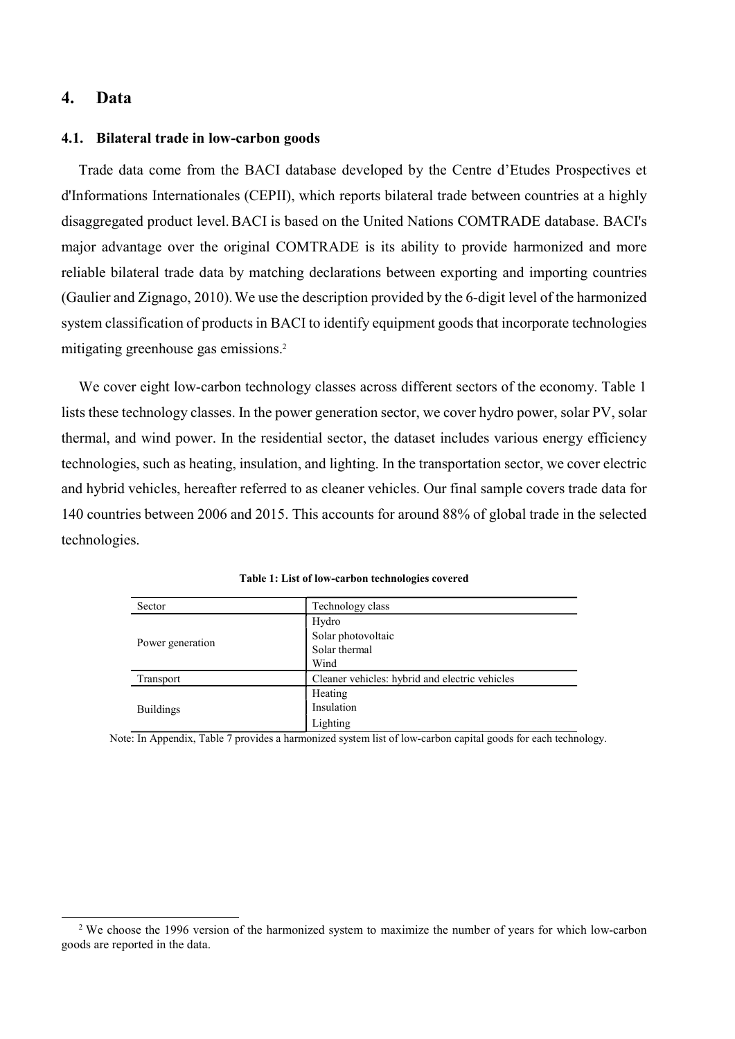## 4. Data

### 4.1. Bilateral trade in low-carbon goods

Trade data come from the BACI database developed by the Centre d'Etudes Prospectives et d'Informations Internationales (CEPII), which reports bilateral trade between countries at a highly disaggregated product level. BACI is based on the United Nations COMTRADE database. BACI's major advantage over the original COMTRADE is its ability to provide harmonized and more reliable bilateral trade data by matching declarations between exporting and importing countries (Gaulier and Zignago, 2010). We use the description provided by the 6-digit level of the harmonized system classification of products in BACI to identify equipment goods that incorporate technologies mitigating greenhouse gas emissions.[2]

We cover eight low-carbon technology classes across different sectors of the economy. Table 1 lists these technology classes. In the power generation sector, we cover hydro power, solar PV, solar thermal, and wind power. In the residential sector, the dataset includes various energy efficiency technologies, such as heating, insulation, and lighting. In the transportation sector, we cover electric and hybrid vehicles, hereafter referred to as cleaner vehicles. Our final sample covers trade data for 140 countries between 2006 and 2015. This accounts for around 88% of global trade in the selected technologies.

**Table 1: List of low-carbon technologies covered**

| Sector | Technology class |
|---|---|
| Power generation | Hydro |
| | Solar photovoltaic |
| | Solar thermal |
| | Wind |
| Transport | Cleaner vehicles: hybrid and electric vehicles |
| Buildings | Heating |
| | Insulation |
| | Lighting |

Note: In Appendix, Table 7 provides a harmonized system list of low-carbon capital goods for each technology.

[2] We choose the 1996 version of the harmonized system to maximize the number of years for which low-carbon goods are reported in the data.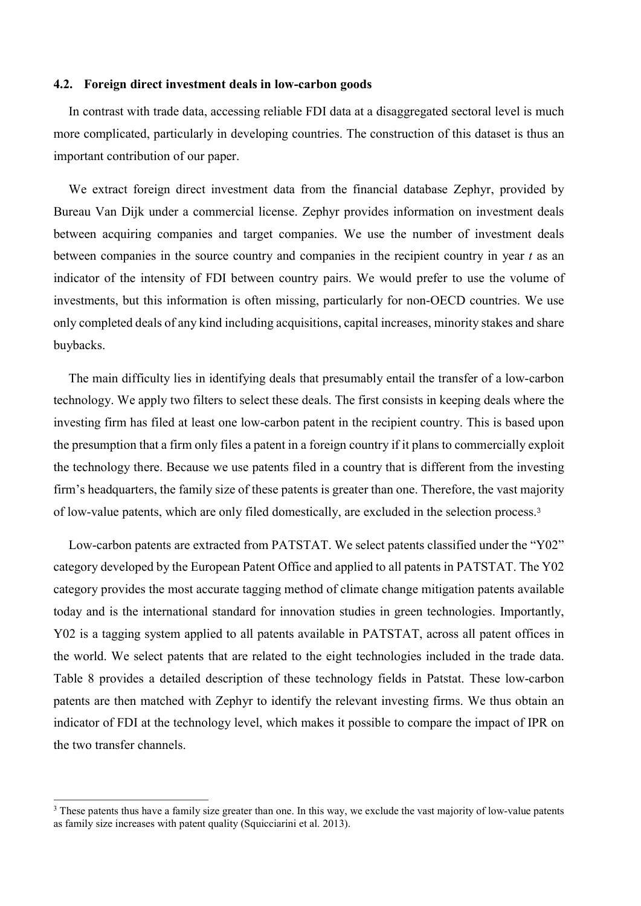### 4.2. Foreign direct investment deals in low-carbon goods

In contrast with trade data, accessing reliable FDI data at a disaggregated sectoral level is much more complicated, particularly in developing countries. The construction of this dataset is thus an important contribution of our paper.

We extract foreign direct investment data from the financial database Zephyr, provided by Bureau Van Dijk under a commercial license. Zephyr provides information on investment deals between acquiring companies and target companies. We use the number of investment deals between companies in the source country and companies in the recipient country in year *t* as an indicator of the intensity of FDI between country pairs. We would prefer to use the volume of investments, but this information is often missing, particularly for non-OECD countries. We use only completed deals of any kind including acquisitions, capital increases, minority stakes and share buybacks.

The main difficulty lies in identifying deals that presumably entail the transfer of a low-carbon technology. We apply two filters to select these deals. The first consists in keeping deals where the investing firm has filed at least one low-carbon patent in the recipient country. This is based upon the presumption that a firm only files a patent in a foreign country if it plans to commercially exploit the technology there. Because we use patents filed in a country that is different from the investing firm's headquarters, the family size of these patents is greater than one. Therefore, the vast majority of low-value patents, which are only filed domestically, are excluded in the selection process.[3]

Low-carbon patents are extracted from PATSTAT. We select patents classified under the "Y02" category developed by the European Patent Office and applied to all patents in PATSTAT. The Y02 category provides the most accurate tagging method of climate change mitigation patents available today and is the international standard for innovation studies in green technologies. Importantly, Y02 is a tagging system applied to all patents available in PATSTAT, across all patent offices in the world. We select patents that are related to the eight technologies included in the trade data. Table 8 provides a detailed description of these technology fields in Patstat. These low-carbon patents are then matched with Zephyr to identify the relevant investing firms. We thus obtain an indicator of FDI at the technology level, which makes it possible to compare the impact of IPR on the two transfer channels.

[3] These patents thus have a family size greater than one. In this way, we exclude the vast majority of low-value patents as family size increases with patent quality (Squicciarini et al. 2013).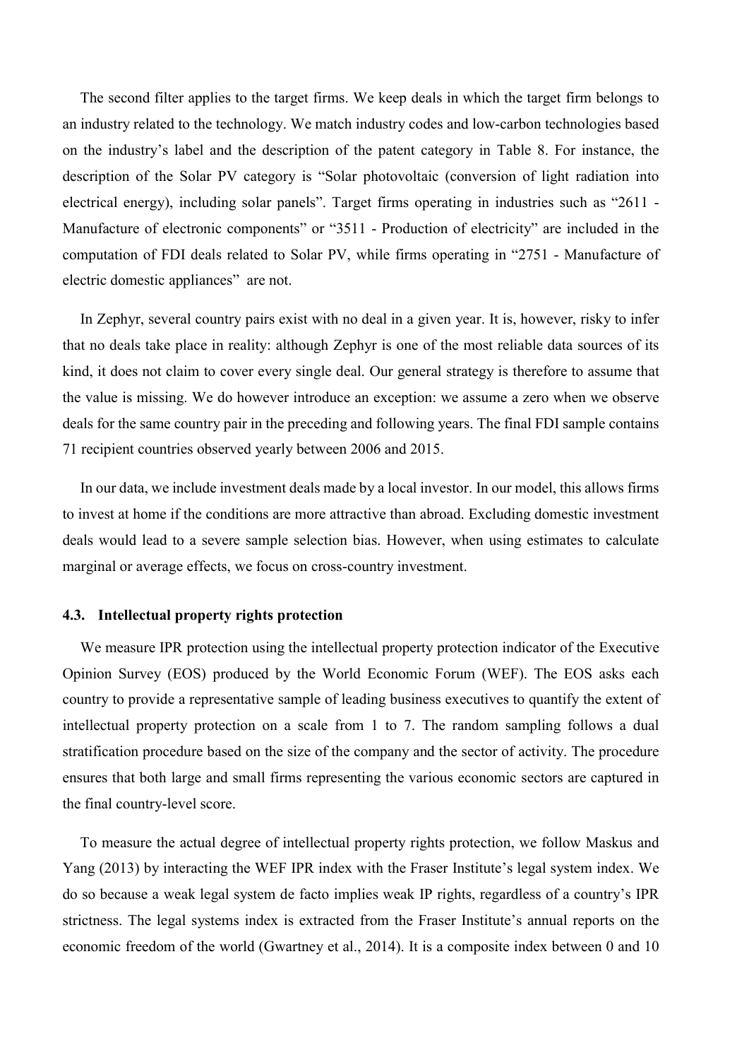The second filter applies to the target firms. We keep deals in which the target firm belongs to an industry related to the technology. We match industry codes and low-carbon technologies based on the industry's label and the description of the patent category in Table 8. For instance, the description of the Solar PV category is "Solar photovoltaic (conversion of light radiation into electrical energy), including solar panels". Target firms operating in industries such as "2611 - Manufacture of electronic components" or "3511 - Production of electricity" are included in the computation of FDI deals related to Solar PV, while firms operating in "2751 - Manufacture of electric domestic appliances" are not.

In Zephyr, several country pairs exist with no deal in a given year. It is, however, risky to infer that no deals take place in reality: although Zephyr is one of the most reliable data sources of its kind, it does not claim to cover every single deal. Our general strategy is therefore to assume that the value is missing. We do however introduce an exception: we assume a zero when we observe deals for the same country pair in the preceding and following years. The final FDI sample contains 71 recipient countries observed yearly between 2006 and 2015.

In our data, we include investment deals made by a local investor. In our model, this allows firms to invest at home if the conditions are more attractive than abroad. Excluding domestic investment deals would lead to a severe sample selection bias. However, when using estimates to calculate marginal or average effects, we focus on cross-country investment.

### 4.3. Intellectual property rights protection

We measure IPR protection using the intellectual property protection indicator of the Executive Opinion Survey (EOS) produced by the World Economic Forum (WEF). The EOS asks each country to provide a representative sample of leading business executives to quantify the extent of intellectual property protection on a scale from 1 to 7. The random sampling follows a dual stratification procedure based on the size of the company and the sector of activity. The procedure ensures that both large and small firms representing the various economic sectors are captured in the final country-level score.

To measure the actual degree of intellectual property rights protection, we follow Maskus and Yang (2013) by interacting the WEF IPR index with the Fraser Institute's legal system index. We do so because a weak legal system de facto implies weak IP rights, regardless of a country's IPR strictness. The legal systems index is extracted from the Fraser Institute's annual reports on the economic freedom of the world (Gwartney et al., 2014). It is a composite index between 0 and 10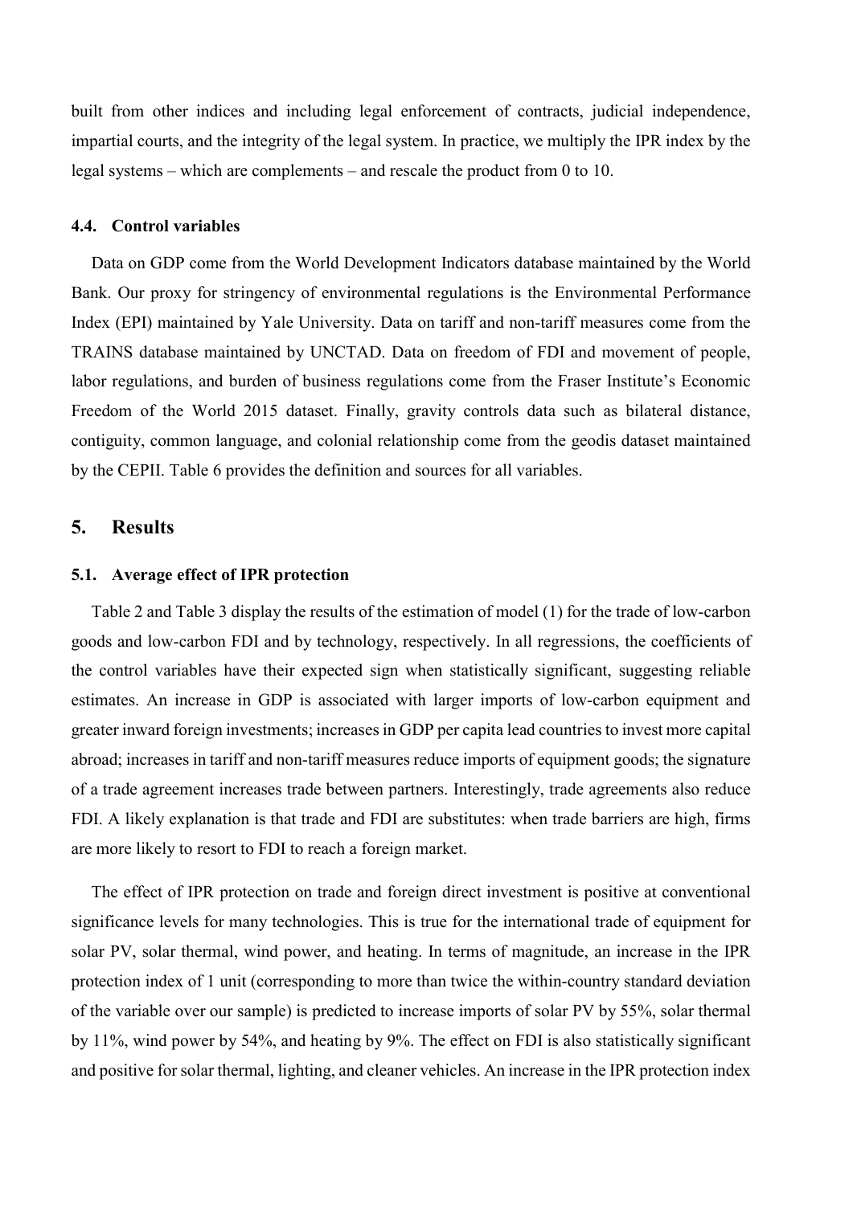built from other indices and including legal enforcement of contracts, judicial independence, impartial courts, and the integrity of the legal system. In practice, we multiply the IPR index by the legal systems – which are complements – and rescale the product from 0 to 10.

### 4.4. Control variables

Data on GDP come from the World Development Indicators database maintained by the World Bank. Our proxy for stringency of environmental regulations is the Environmental Performance Index (EPI) maintained by Yale University. Data on tariff and non-tariff measures come from the TRAINS database maintained by UNCTAD. Data on freedom of FDI and movement of people, labor regulations, and burden of business regulations come from the Fraser Institute's Economic Freedom of the World 2015 dataset. Finally, gravity controls data such as bilateral distance, contiguity, common language, and colonial relationship come from the geodis dataset maintained by the CEPII. Table 6 provides the definition and sources for all variables.

## 5. Results

### 5.1. Average effect of IPR protection

Table 2 and Table 3 display the results of the estimation of model (1) for the trade of low-carbon goods and low-carbon FDI and by technology, respectively. In all regressions, the coefficients of the control variables have their expected sign when statistically significant, suggesting reliable estimates. An increase in GDP is associated with larger imports of low-carbon equipment and greater inward foreign investments; increases in GDP per capita lead countries to invest more capital abroad; increases in tariff and non-tariff measures reduce imports of equipment goods; the signature of a trade agreement increases trade between partners. Interestingly, trade agreements also reduce FDI. A likely explanation is that trade and FDI are substitutes: when trade barriers are high, firms are more likely to resort to FDI to reach a foreign market.

The effect of IPR protection on trade and foreign direct investment is positive at conventional significance levels for many technologies. This is true for the international trade of equipment for solar PV, solar thermal, wind power, and heating. In terms of magnitude, an increase in the IPR protection index of 1 unit (corresponding to more than twice the within-country standard deviation of the variable over our sample) is predicted to increase imports of solar PV by 55%, solar thermal by 11%, wind power by 54%, and heating by 9%. The effect on FDI is also statistically significant and positive for solar thermal, lighting, and cleaner vehicles. An increase in the IPR protection index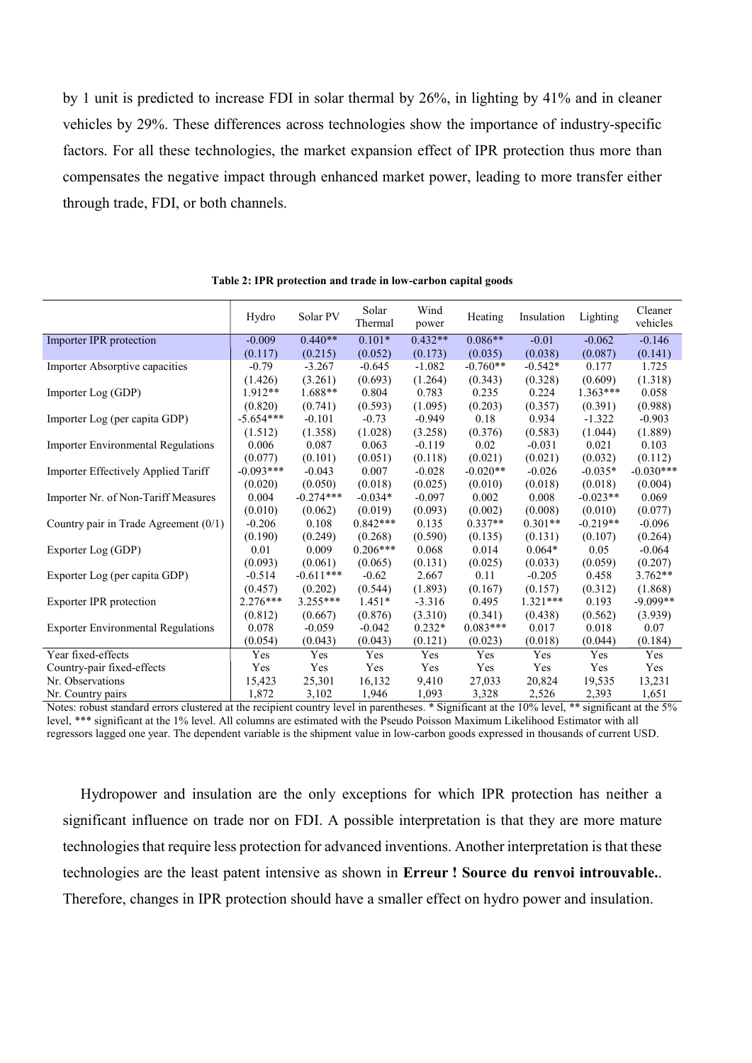by 1 unit is predicted to increase FDI in solar thermal by 26%, in lighting by 41% and in cleaner vehicles by 29%. These differences across technologies show the importance of industry-specific factors. For all these technologies, the market expansion effect of IPR protection thus more than compensates the negative impact through enhanced market power, leading to more transfer either through trade, FDI, or both channels.

**Table 2: IPR protection and trade in low-carbon capital goods**

| | Hydro | Solar PV | Solar Thermal | Wind power | Heating | Insulation | Lighting | Cleaner vehicles |
|---|---|---|---|---|---|---|---|---|
| Importer IPR protection | -0.009 | 0.440** | 0.101* | 0.432** | 0.086** | -0.01 | -0.062 | -0.146 |
| | (0.117) | (0.215) | (0.052) | (0.173) | (0.035) | (0.038) | (0.087) | (0.141) |
| Importer Absorptive capacities | -0.79 | -3.267 | -0.645 | -1.082 | -0.760** | -0.542* | 0.177 | 1.725 |
| | (1.426) | (3.261) | (0.693) | (1.264) | (0.343) | (0.328) | (0.609) | (1.318) |
| Importer Log (GDP) | 1.912** | 1.688** | 0.804 | 0.783 | 0.235 | 0.224 | 1.363*** | 0.058 |
| | (0.820) | (0.741) | (0.593) | (1.095) | (0.203) | (0.357) | (0.391) | (0.988) |
| Importer Log (per capita GDP) | -5.654*** | -0.101 | -0.73 | -0.949 | 0.18 | 0.934 | -1.322 | -0.903 |
| | (1.512) | (1.358) | (1.028) | (3.258) | (0.376) | (0.583) | (1.044) | (1.889) |
| Importer Environmental Regulations | 0.006 | 0.087 | 0.063 | -0.119 | 0.02 | -0.031 | 0.021 | 0.103 |
| | (0.077) | (0.101) | (0.051) | (0.118) | (0.021) | (0.021) | (0.032) | (0.112) |
| Importer Effectively Applied Tariff | -0.093*** | -0.043 | 0.007 | -0.028 | -0.020** | -0.026 | -0.035* | -0.030*** |
| | (0.020) | (0.050) | (0.018) | (0.025) | (0.010) | (0.018) | (0.018) | (0.004) |
| Importer Nr. of Non-Tariff Measures | 0.004 | -0.274*** | -0.034* | -0.097 | 0.002 | 0.008 | -0.023** | 0.069 |
| | (0.010) | (0.062) | (0.019) | (0.093) | (0.002) | (0.008) | (0.010) | (0.077) |
| Country pair in Trade Agreement (0/1) | -0.206 | 0.108 | 0.842*** | 0.135 | 0.337** | 0.301** | -0.219** | -0.096 |
| | (0.190) | (0.249) | (0.268) | (0.590) | (0.135) | (0.131) | (0.107) | (0.264) |
| Exporter Log (GDP) | 0.01 | 0.009 | 0.206*** | 0.068 | 0.014 | 0.064* | 0.05 | -0.064 |
| | (0.093) | (0.061) | (0.065) | (0.131) | (0.025) | (0.033) | (0.059) | (0.207) |
| Exporter Log (per capita GDP) | -0.514 | -0.611*** | -0.62 | 2.667 | 0.11 | -0.205 | 0.458 | 3.762** |
| | (0.457) | (0.202) | (0.544) | (1.893) | (0.167) | (0.157) | (0.312) | (1.868) |
| Exporter IPR protection | 2.276*** | 3.255*** | 1.451* | -3.316 | 0.495 | 1.321*** | 0.193 | -9.099** |
| | (0.812) | (0.667) | (0.876) | (3.310) | (0.341) | (0.438) | (0.562) | (3.939) |
| Exporter Environmental Regulations | 0.078 | -0.059 | -0.042 | 0.232* | 0.083*** | 0.017 | 0.018 | 0.07 |
| | (0.054) | (0.043) | (0.043) | (0.121) | (0.023) | (0.018) | (0.044) | (0.184) |
| Year fixed-effects | Yes | Yes | Yes | Yes | Yes | Yes | Yes | Yes |
| Country-pair fixed-effects | Yes | Yes | Yes | Yes | Yes | Yes | Yes | Yes |
| Nr. Observations | 15,423 | 25,301 | 16,132 | 9,410 | 27,033 | 20,824 | 19,535 | 13,231 |
| Nr. Country pairs | 1,872 | 3,102 | 1,946 | 1,093 | 3,328 | 2,526 | 2,393 | 1,651 |

Notes: robust standard errors clustered at the recipient country level in parentheses. * Significant at the 10% level, ** significant at the 5% level, *** significant at the 1% level. All columns are estimated with the Pseudo Poisson Maximum Likelihood Estimator with all regressors lagged one year. The dependent variable is the shipment value in low-carbon goods expressed in thousands of current USD.

Hydropower and insulation are the only exceptions for which IPR protection has neither a significant influence on trade nor on FDI. A possible interpretation is that they are more mature technologies that require less protection for advanced inventions. Another interpretation is that these technologies are the least patent intensive as shown in **Erreur ! Source du renvoi introuvable.**. Therefore, changes in IPR protection should have a smaller effect on hydro power and insulation.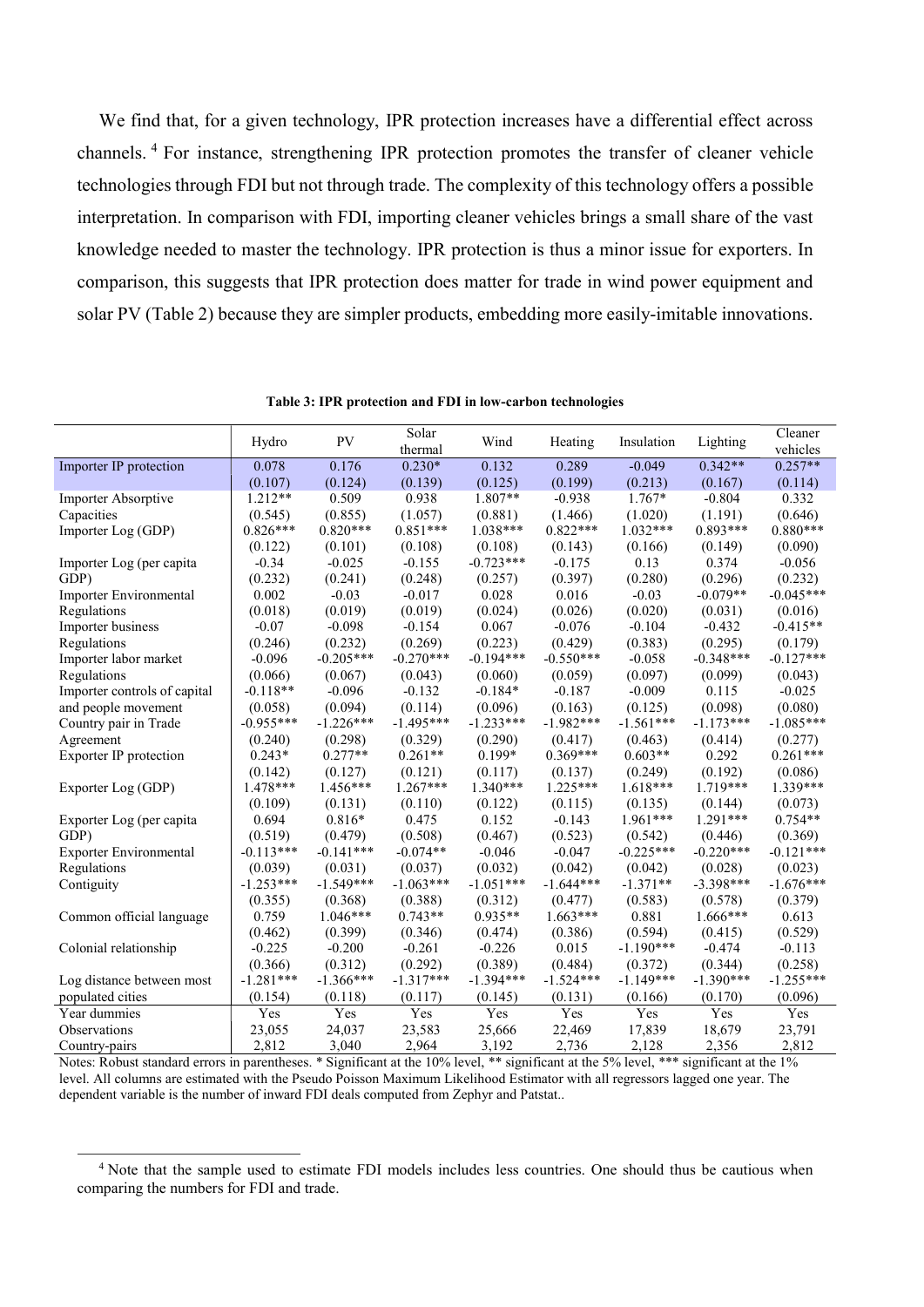We find that, for a given technology, IPR protection increases have a differential effect across channels. [4] For instance, strengthening IPR protection promotes the transfer of cleaner vehicle technologies through FDI but not through trade. The complexity of this technology offers a possible interpretation. In comparison with FDI, importing cleaner vehicles brings a small share of the vast knowledge needed to master the technology. IPR protection is thus a minor issue for exporters. In comparison, this suggests that IPR protection does matter for trade in wind power equipment and solar PV (Table 2) because they are simpler products, embedding more easily-imitable innovations.

**Table 3: IPR protection and FDI in low-carbon technologies**

| | Hydro | PV | Solar thermal | Wind | Heating | Insulation | Lighting | Cleaner vehicles |
|---|---|---|---|---|---|---|---|---|
| Importer IP protection | 0.078 | 0.176 | 0.230* | 0.132 | 0.289 | -0.049 | 0.342** | 0.257** |
| | (0.107) | (0.124) | (0.139) | (0.125) | (0.199) | (0.213) | (0.167) | (0.114) |
| Importer Absorptive Capacities | 1.212** | 0.509 | 0.938 | 1.807** | -0.938 | 1.767* | -0.804 | 0.332 |
| | (0.545) | (0.855) | (1.057) | (0.881) | (1.466) | (1.020) | (1.191) | (0.646) |
| Importer Log (GDP) | 0.826*** | 0.820*** | 0.851*** | 1.038*** | 0.822*** | 1.032*** | 0.893*** | 0.880*** |
| | (0.122) | (0.101) | (0.108) | (0.108) | (0.143) | (0.166) | (0.149) | (0.090) |
| Importer Log (per capita GDP) | -0.34 | -0.025 | -0.155 | -0.723*** | -0.175 | 0.13 | 0.374 | -0.056 |
| | (0.232) | (0.241) | (0.248) | (0.257) | (0.397) | (0.280) | (0.296) | (0.232) |
| Importer Environmental Regulations | 0.002 | -0.03 | -0.017 | 0.028 | 0.016 | -0.03 | -0.079** | -0.045*** |
| | (0.018) | (0.019) | (0.019) | (0.024) | (0.026) | (0.020) | (0.031) | (0.016) |
| Importer business Regulations | -0.07 | -0.098 | -0.154 | 0.067 | -0.076 | -0.104 | -0.432 | -0.415** |
| | (0.246) | (0.232) | (0.269) | (0.223) | (0.429) | (0.383) | (0.295) | (0.179) |
| Importer labor market Regulations | -0.096 | -0.205*** | -0.270*** | -0.194*** | -0.550*** | -0.058 | -0.348*** | -0.127*** |
| | (0.066) | (0.067) | (0.043) | (0.060) | (0.059) | (0.097) | (0.099) | (0.043) |
| Importer controls of capital and people movement | -0.118** | -0.096 | -0.132 | -0.184* | -0.187 | -0.009 | 0.115 | -0.025 |
| | (0.058) | (0.094) | (0.114) | (0.096) | (0.163) | (0.125) | (0.098) | (0.080) |
| Country pair in Trade Agreement | -0.955*** | -1.226*** | -1.495*** | -1.233*** | -1.982*** | -1.561*** | -1.173*** | -1.085*** |
| | (0.240) | (0.298) | (0.329) | (0.290) | (0.417) | (0.463) | (0.414) | (0.277) |
| Exporter IP protection | 0.243* | 0.277** | 0.261** | 0.199* | 0.369*** | 0.603** | 0.292 | 0.261*** |
| | (0.142) | (0.127) | (0.121) | (0.117) | (0.137) | (0.249) | (0.192) | (0.086) |
| Exporter Log (GDP) | 1.478*** | 1.456*** | 1.267*** | 1.340*** | 1.225*** | 1.618*** | 1.719*** | 1.339*** |
| | (0.109) | (0.131) | (0.110) | (0.122) | (0.115) | (0.135) | (0.144) | (0.073) |
| Exporter Log (per capita GDP) | 0.694 | 0.816* | 0.475 | 0.152 | -0.143 | 1.961*** | 1.291*** | 0.754** |
| | (0.519) | (0.479) | (0.508) | (0.467) | (0.523) | (0.542) | (0.446) | (0.369) |
| Exporter Environmental Regulations | -0.113*** | -0.141*** | -0.074** | -0.046 | -0.047 | -0.225*** | -0.220*** | -0.121*** |
| | (0.039) | (0.031) | (0.037) | (0.032) | (0.042) | (0.042) | (0.028) | (0.023) |
| Contiguity | -1.253*** | -1.549*** | -1.063*** | -1.051*** | -1.644*** | -1.371** | -3.398*** | -1.676*** |
| | (0.355) | (0.368) | (0.388) | (0.312) | (0.477) | (0.583) | (0.578) | (0.379) |
| Common official language | 0.759 | 1.046*** | 0.743** | 0.935** | 1.663*** | 0.881 | 1.666*** | 0.613 |
| | (0.462) | (0.399) | (0.346) | (0.474) | (0.386) | (0.594) | (0.415) | (0.529) |
| Colonial relationship | -0.225 | -0.200 | -0.261 | -0.226 | 0.015 | -1.190*** | -0.474 | -0.113 |
| | (0.366) | (0.312) | (0.292) | (0.389) | (0.484) | (0.372) | (0.344) | (0.258) |
| Log distance between most populated cities | -1.281*** | -1.366*** | -1.317*** | -1.394*** | -1.524*** | -1.149*** | -1.390*** | -1.255*** |
| | (0.154) | (0.118) | (0.117) | (0.145) | (0.131) | (0.166) | (0.170) | (0.096) |
| Year dummies | Yes | Yes | Yes | Yes | Yes | Yes | Yes | Yes |
| Observations | 23,055 | 24,037 | 23,583 | 25,666 | 22,469 | 17,839 | 18,679 | 23,791 |
| Country-pairs | 2,812 | 3,040 | 2,964 | 3,192 | 2,736 | 2,128 | 2,356 | 2,812 |

Notes: Robust standard errors in parentheses. * Significant at the 10% level, ** significant at the 5% level, *** significant at the 1% level. All columns are estimated with the Pseudo Poisson Maximum Likelihood Estimator with all regressors lagged one year. The dependent variable is the number of inward FDI deals computed from Zephyr and Patstat..

[4] Note that the sample used to estimate FDI models includes less countries. One should thus be cautious when comparing the numbers for FDI and trade.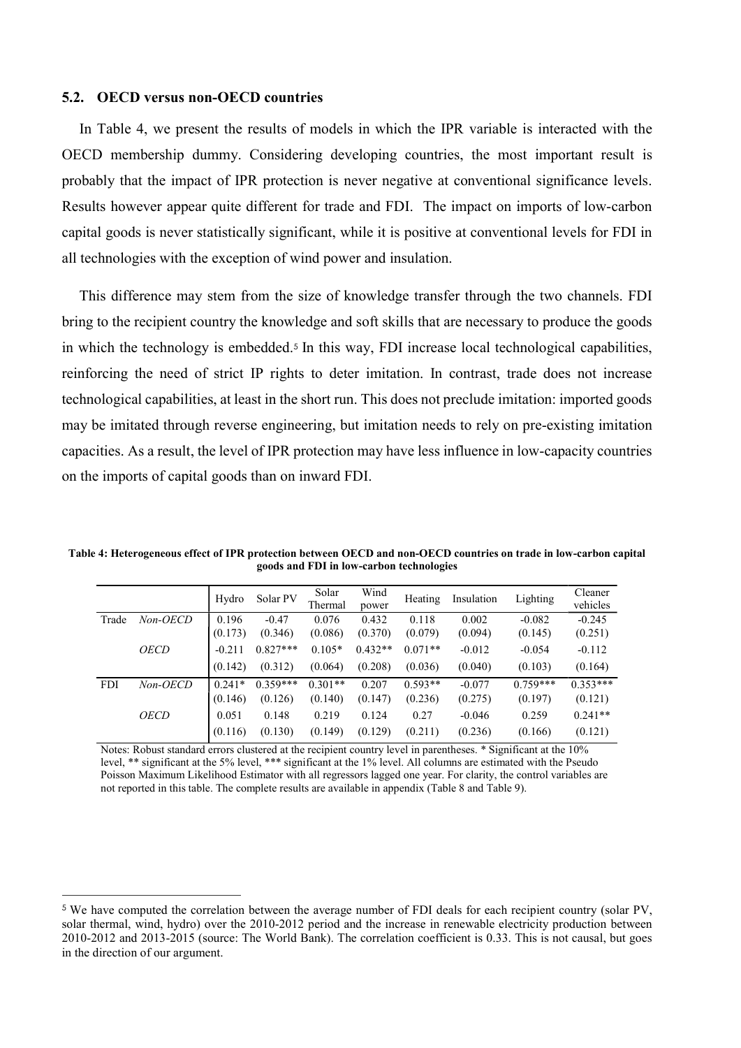## 5.2. OECD versus non-OECD countries

In Table 4, we present the results of models in which the IPR variable is interacted with the OECD membership dummy. Considering developing countries, the most important result is probably that the impact of IPR protection is never negative at conventional significance levels. Results however appear quite different for trade and FDI. The impact on imports of low-carbon capital goods is never statistically significant, while it is positive at conventional levels for FDI in all technologies with the exception of wind power and insulation.

This difference may stem from the size of knowledge transfer through the two channels. FDI bring to the recipient country the knowledge and soft skills that are necessary to produce the goods in which the technology is embedded.[5] In this way, FDI increase local technological capabilities, reinforcing the need of strict IP rights to deter imitation. In contrast, trade does not increase technological capabilities, at least in the short run. This does not preclude imitation: imported goods may be imitated through reverse engineering, but imitation needs to rely on pre-existing imitation capacities. As a result, the level of IPR protection may have less influence in low-capacity countries on the imports of capital goods than on inward FDI.

**Table 4: Heterogeneous effect of IPR protection between OECD and non-OECD countries on trade in low-carbon capital goods and FDI in low-carbon technologies**

| | | Hydro | Solar PV | Solar Thermal | Wind power | Heating | Insulation | Lighting | Cleaner vehicles |
|---|---|---|---|---|---|---|---|---|---|
| Trade | *Non-OECD* | 0.196 | -0.47 | 0.076 | 0.432 | 0.118 | 0.002 | -0.082 | -0.245 |
| | | (0.173) | (0.346) | (0.086) | (0.370) | (0.079) | (0.094) | (0.145) | (0.251) |
| | *OECD* | -0.211 | 0.827*** | 0.105* | 0.432** | 0.071** | -0.012 | -0.054 | -0.112 |
| | | (0.142) | (0.312) | (0.064) | (0.208) | (0.036) | (0.040) | (0.103) | (0.164) |
| FDI | *Non-OECD* | 0.241* | 0.359*** | 0.301** | 0.207 | 0.593** | -0.077 | 0.759*** | 0.353*** |
| | | (0.146) | (0.126) | (0.140) | (0.147) | (0.236) | (0.275) | (0.197) | (0.121) |
| | *OECD* | 0.051 | 0.148 | 0.219 | 0.124 | 0.27 | -0.046 | 0.259 | 0.241** |
| | | (0.116) | (0.130) | (0.149) | (0.129) | (0.211) | (0.236) | (0.166) | (0.121) |

Notes: Robust standard errors clustered at the recipient country level in parentheses. * Significant at the 10% level, ** significant at the 5% level, *** significant at the 1% level. All columns are estimated with the Pseudo Poisson Maximum Likelihood Estimator with all regressors lagged one year. For clarity, the control variables are not reported in this table. The complete results are available in appendix (Table 8 and Table 9).

[5] We have computed the correlation between the average number of FDI deals for each recipient country (solar PV, solar thermal, wind, hydro) over the 2010-2012 period and the increase in renewable electricity production between 2010-2012 and 2013-2015 (source: The World Bank). The correlation coefficient is 0.33. This is not causal, but goes in the direction of our argument.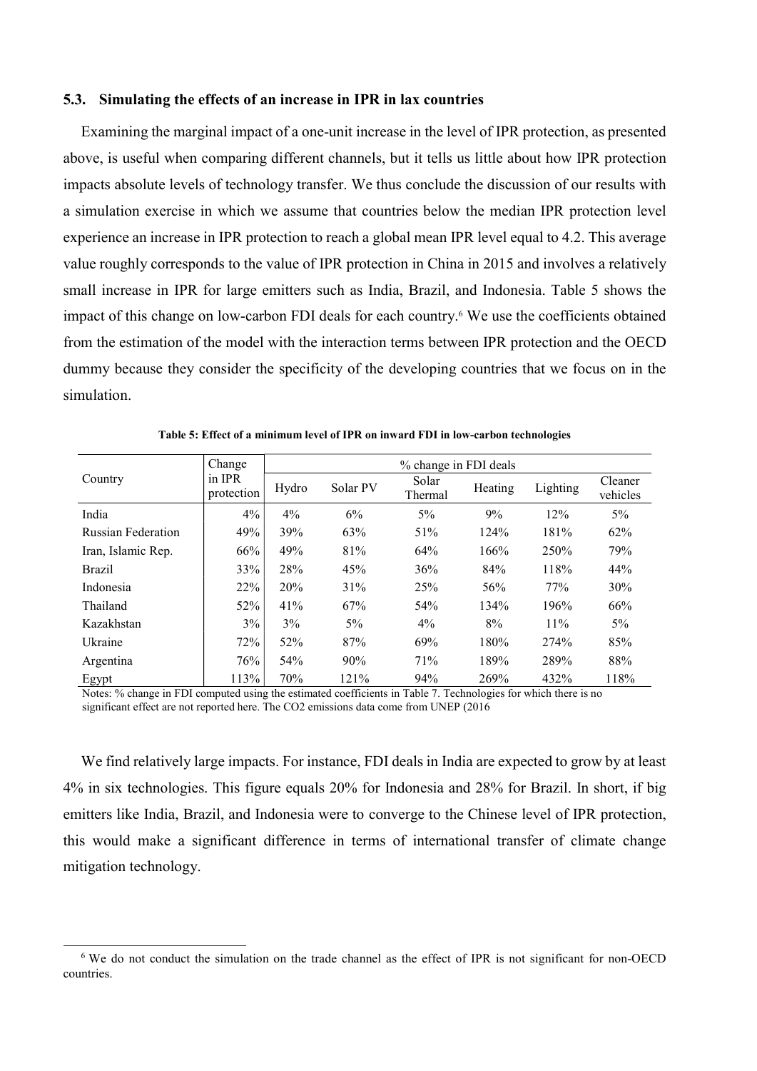### 5.3. Simulating the effects of an increase in IPR in lax countries

Examining the marginal impact of a one-unit increase in the level of IPR protection, as presented above, is useful when comparing different channels, but it tells us little about how IPR protection impacts absolute levels of technology transfer. We thus conclude the discussion of our results with a simulation exercise in which we assume that countries below the median IPR protection level experience an increase in IPR protection to reach a global mean IPR level equal to 4.2. This average value roughly corresponds to the value of IPR protection in China in 2015 and involves a relatively small increase in IPR for large emitters such as India, Brazil, and Indonesia. Table 5 shows the impact of this change on low-carbon FDI deals for each country.[6] We use the coefficients obtained from the estimation of the model with the interaction terms between IPR protection and the OECD dummy because they consider the specificity of the developing countries that we focus on in the simulation.

**Table 5: Effect of a minimum level of IPR on inward FDI in low-carbon technologies**

| Country | Change in IPR protection | % change in FDI deals | | | | | |
|---|---|---|---|---|---|---|---|
| | | Hydro | Solar PV | Solar Thermal | Heating | Lighting | Cleaner vehicles |
| India | 4% | 4% | 6% | 5% | 9% | 12% | 5% |
| Russian Federation | 49% | 39% | 63% | 51% | 124% | 181% | 62% |
| Iran, Islamic Rep. | 66% | 49% | 81% | 64% | 166% | 250% | 79% |
| Brazil | 33% | 28% | 45% | 36% | 84% | 118% | 44% |
| Indonesia | 22% | 20% | 31% | 25% | 56% | 77% | 30% |
| Thailand | 52% | 41% | 67% | 54% | 134% | 196% | 66% |
| Kazakhstan | 3% | 3% | 5% | 4% | 8% | 11% | 5% |
| Ukraine | 72% | 52% | 87% | 69% | 180% | 274% | 85% |
| Argentina | 76% | 54% | 90% | 71% | 189% | 289% | 88% |
| Egypt | 113% | 70% | 121% | 94% | 269% | 432% | 118% |

Notes: % change in FDI computed using the estimated coefficients in Table 7. Technologies for which there is no significant effect are not reported here. The CO2 emissions data come from UNEP (2016

We find relatively large impacts. For instance, FDI deals in India are expected to grow by at least 4% in six technologies. This figure equals 20% for Indonesia and 28% for Brazil. In short, if big emitters like India, Brazil, and Indonesia were to converge to the Chinese level of IPR protection, this would make a significant difference in terms of international transfer of climate change mitigation technology.

[6] We do not conduct the simulation on the trade channel as the effect of IPR is not significant for non-OECD countries.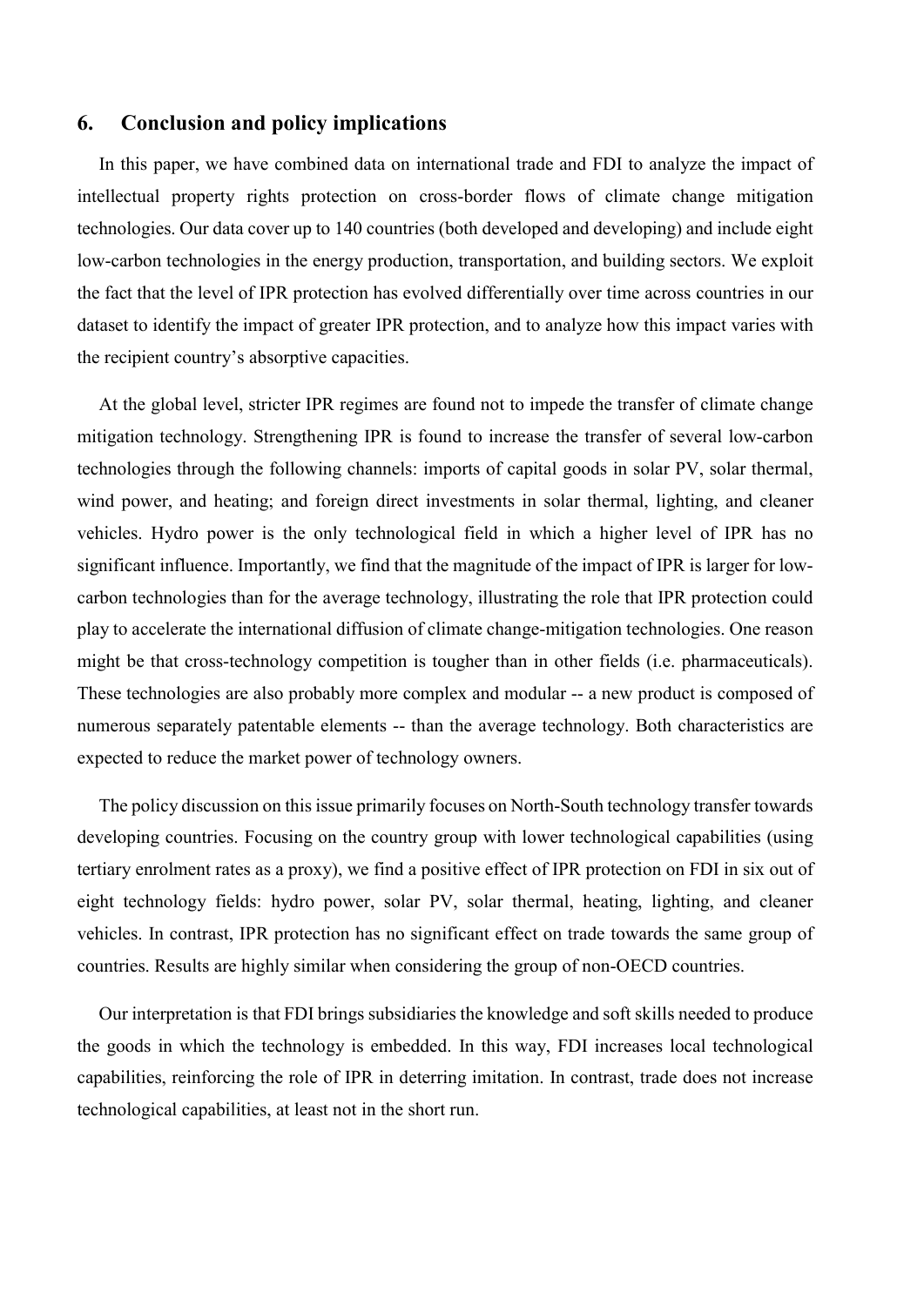## 6. Conclusion and policy implications

In this paper, we have combined data on international trade and FDI to analyze the impact of intellectual property rights protection on cross-border flows of climate change mitigation technologies. Our data cover up to 140 countries (both developed and developing) and include eight low-carbon technologies in the energy production, transportation, and building sectors. We exploit the fact that the level of IPR protection has evolved differentially over time across countries in our dataset to identify the impact of greater IPR protection, and to analyze how this impact varies with the recipient country's absorptive capacities.

At the global level, stricter IPR regimes are found not to impede the transfer of climate change mitigation technology. Strengthening IPR is found to increase the transfer of several low-carbon technologies through the following channels: imports of capital goods in solar PV, solar thermal, wind power, and heating; and foreign direct investments in solar thermal, lighting, and cleaner vehicles. Hydro power is the only technological field in which a higher level of IPR has no significant influence. Importantly, we find that the magnitude of the impact of IPR is larger for low-carbon technologies than for the average technology, illustrating the role that IPR protection could play to accelerate the international diffusion of climate change-mitigation technologies. One reason might be that cross-technology competition is tougher than in other fields (i.e. pharmaceuticals). These technologies are also probably more complex and modular -- a new product is composed of numerous separately patentable elements -- than the average technology. Both characteristics are expected to reduce the market power of technology owners.

The policy discussion on this issue primarily focuses on North-South technology transfer towards developing countries. Focusing on the country group with lower technological capabilities (using tertiary enrolment rates as a proxy), we find a positive effect of IPR protection on FDI in six out of eight technology fields: hydro power, solar PV, solar thermal, heating, lighting, and cleaner vehicles. In contrast, IPR protection has no significant effect on trade towards the same group of countries. Results are highly similar when considering the group of non-OECD countries.

Our interpretation is that FDI brings subsidiaries the knowledge and soft skills needed to produce the goods in which the technology is embedded. In this way, FDI increases local technological capabilities, reinforcing the role of IPR in deterring imitation. In contrast, trade does not increase technological capabilities, at least not in the short run.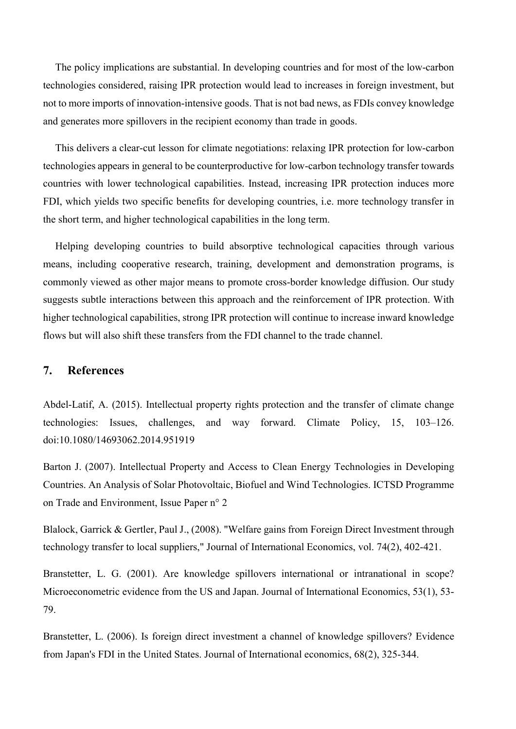The policy implications are substantial. In developing countries and for most of the low-carbon technologies considered, raising IPR protection would lead to increases in foreign investment, but not to more imports of innovation-intensive goods. That is not bad news, as FDIs convey knowledge and generates more spillovers in the recipient economy than trade in goods.

This delivers a clear-cut lesson for climate negotiations: relaxing IPR protection for low-carbon technologies appears in general to be counterproductive for low-carbon technology transfer towards countries with lower technological capabilities. Instead, increasing IPR protection induces more FDI, which yields two specific benefits for developing countries, i.e. more technology transfer in the short term, and higher technological capabilities in the long term.

Helping developing countries to build absorptive technological capacities through various means, including cooperative research, training, development and demonstration programs, is commonly viewed as other major means to promote cross-border knowledge diffusion. Our study suggests subtle interactions between this approach and the reinforcement of IPR protection. With higher technological capabilities, strong IPR protection will continue to increase inward knowledge flows but will also shift these transfers from the FDI channel to the trade channel.

## 7. References

Abdel-Latif, A. (2015). Intellectual property rights protection and the transfer of climate change technologies: Issues, challenges, and way forward. Climate Policy, 15, 103–126. doi:10.1080/14693062.2014.951919

Barton J. (2007). Intellectual Property and Access to Clean Energy Technologies in Developing Countries. An Analysis of Solar Photovoltaic, Biofuel and Wind Technologies. ICTSD Programme on Trade and Environment, Issue Paper n° 2

Blalock, Garrick & Gertler, Paul J., (2008). "Welfare gains from Foreign Direct Investment through technology transfer to local suppliers," Journal of International Economics, vol. 74(2), 402-421.

Branstetter, L. G. (2001). Are knowledge spillovers international or intranational in scope? Microeconometric evidence from the US and Japan. Journal of International Economics, 53(1), 53-79.

Branstetter, L. (2006). Is foreign direct investment a channel of knowledge spillovers? Evidence from Japan's FDI in the United States. Journal of International economics, 68(2), 325-344.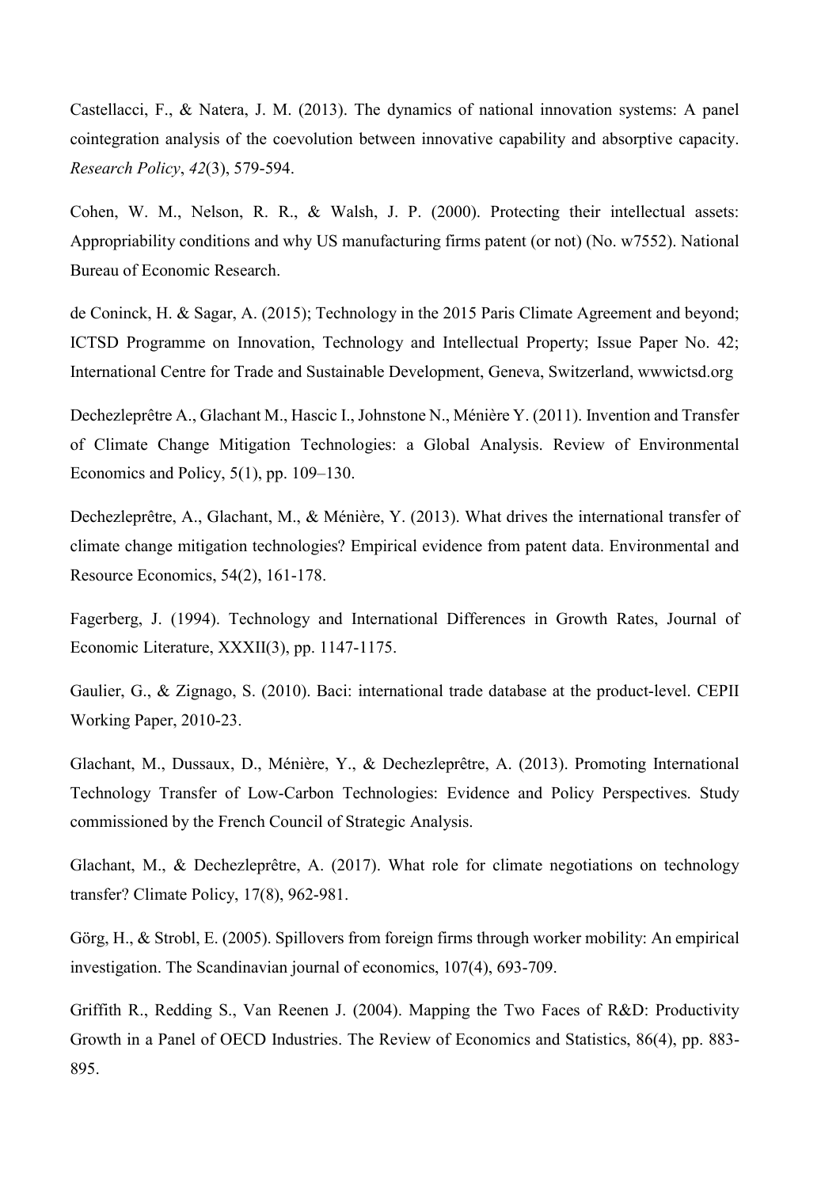Castellacci, F., & Natera, J. M. (2013). The dynamics of national innovation systems: A panel cointegration analysis of the coevolution between innovative capability and absorptive capacity. *Research Policy*, *42*(3), 579-594.

Cohen, W. M., Nelson, R. R., & Walsh, J. P. (2000). Protecting their intellectual assets: Appropriability conditions and why US manufacturing firms patent (or not) (No. w7552). National Bureau of Economic Research.

de Coninck, H. & Sagar, A. (2015); Technology in the 2015 Paris Climate Agreement and beyond; ICTSD Programme on Innovation, Technology and Intellectual Property; Issue Paper No. 42; International Centre for Trade and Sustainable Development, Geneva, Switzerland, wwwictsd.org

Dechezleprêtre A., Glachant M., Hascic I., Johnstone N., Ménière Y. (2011). Invention and Transfer of Climate Change Mitigation Technologies: a Global Analysis. Review of Environmental Economics and Policy, 5(1), pp. 109–130.

Dechezleprêtre, A., Glachant, M., & Ménière, Y. (2013). What drives the international transfer of climate change mitigation technologies? Empirical evidence from patent data. Environmental and Resource Economics, 54(2), 161-178.

Fagerberg, J. (1994). Technology and International Differences in Growth Rates, Journal of Economic Literature, XXXII(3), pp. 1147-1175.

Gaulier, G., & Zignago, S. (2010). Baci: international trade database at the product-level. CEPII Working Paper, 2010-23.

Glachant, M., Dussaux, D., Ménière, Y., & Dechezleprêtre, A. (2013). Promoting International Technology Transfer of Low-Carbon Technologies: Evidence and Policy Perspectives. Study commissioned by the French Council of Strategic Analysis.

Glachant, M., & Dechezleprêtre, A. (2017). What role for climate negotiations on technology transfer? Climate Policy, 17(8), 962-981.

Görg, H., & Strobl, E. (2005). Spillovers from foreign firms through worker mobility: An empirical investigation. The Scandinavian journal of economics, 107(4), 693-709.

Griffith R., Redding S., Van Reenen J. (2004). Mapping the Two Faces of R&D: Productivity Growth in a Panel of OECD Industries. The Review of Economics and Statistics, 86(4), pp. 883-895.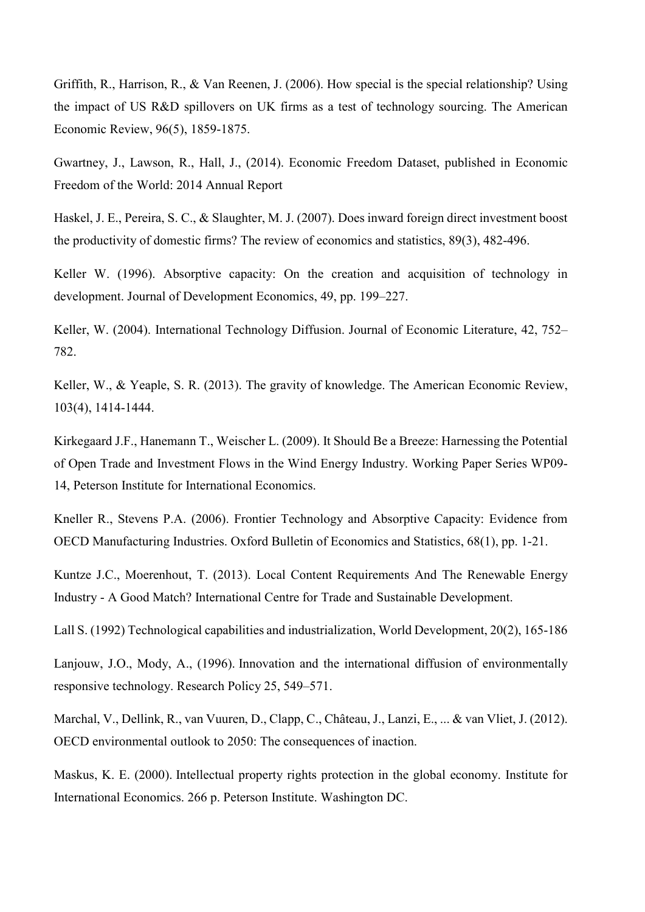Griffith, R., Harrison, R., & Van Reenen, J. (2006). How special is the special relationship? Using the impact of US R&D spillovers on UK firms as a test of technology sourcing. The American Economic Review, 96(5), 1859-1875.

Gwartney, J., Lawson, R., Hall, J., (2014). Economic Freedom Dataset, published in Economic Freedom of the World: 2014 Annual Report

Haskel, J. E., Pereira, S. C., & Slaughter, M. J. (2007). Does inward foreign direct investment boost the productivity of domestic firms? The review of economics and statistics, 89(3), 482-496.

Keller W. (1996). Absorptive capacity: On the creation and acquisition of technology in development. Journal of Development Economics, 49, pp. 199–227.

Keller, W. (2004). International Technology Diffusion. Journal of Economic Literature, 42, 752–782.

Keller, W., & Yeaple, S. R. (2013). The gravity of knowledge. The American Economic Review, 103(4), 1414-1444.

Kirkegaard J.F., Hanemann T., Weischer L. (2009). It Should Be a Breeze: Harnessing the Potential of Open Trade and Investment Flows in the Wind Energy Industry. Working Paper Series WP09-14, Peterson Institute for International Economics.

Kneller R., Stevens P.A. (2006). Frontier Technology and Absorptive Capacity: Evidence from OECD Manufacturing Industries. Oxford Bulletin of Economics and Statistics, 68(1), pp. 1-21.

Kuntze J.C., Moerenhout, T. (2013). Local Content Requirements And The Renewable Energy Industry - A Good Match? International Centre for Trade and Sustainable Development.

Lall S. (1992) Technological capabilities and industrialization, World Development, 20(2), 165-186

Lanjouw, J.O., Mody, A., (1996). Innovation and the international diffusion of environmentally responsive technology. Research Policy 25, 549–571.

Marchal, V., Dellink, R., van Vuuren, D., Clapp, C., Château, J., Lanzi, E., ... & van Vliet, J. (2012). OECD environmental outlook to 2050: The consequences of inaction.

Maskus, K. E. (2000). Intellectual property rights protection in the global economy. Institute for International Economics. 266 p. Peterson Institute. Washington DC.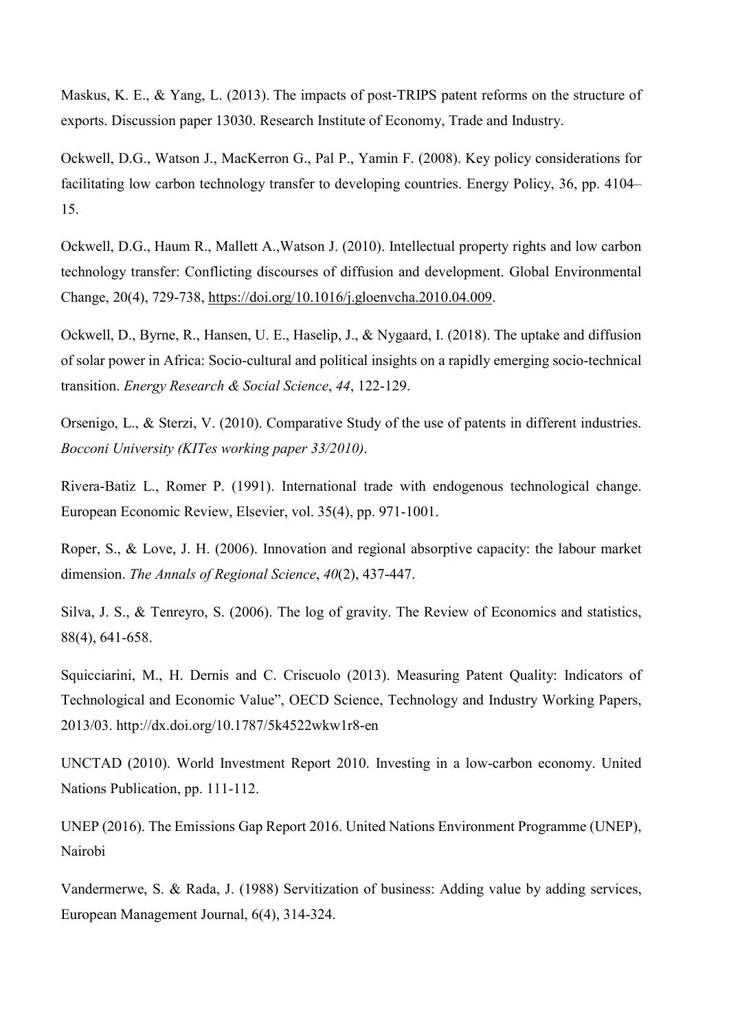Maskus, K. E., & Yang, L. (2013). The impacts of post-TRIPS patent reforms on the structure of exports. Discussion paper 13030. Research Institute of Economy, Trade and Industry.

Ockwell, D.G., Watson J., MacKerron G., Pal P., Yamin F. (2008). Key policy considerations for facilitating low carbon technology transfer to developing countries. Energy Policy, 36, pp. 4104–15.

Ockwell, D.G., Haum R., Mallett A.,Watson J. (2010). Intellectual property rights and low carbon technology transfer: Conflicting discourses of diffusion and development. Global Environmental Change, 20(4), 729-738, https://doi.org/10.1016/j.gloenvcha.2010.04.009.

Ockwell, D., Byrne, R., Hansen, U. E., Haselip, J., & Nygaard, I. (2018). The uptake and diffusion of solar power in Africa: Socio-cultural and political insights on a rapidly emerging socio-technical transition. *Energy Research & Social Science*, *44*, 122-129.

Orsenigo, L., & Sterzi, V. (2010). Comparative Study of the use of patents in different industries. *Bocconi University (KITes working paper 33/2010)*.

Rivera-Batiz L., Romer P. (1991). International trade with endogenous technological change. European Economic Review, Elsevier, vol. 35(4), pp. 971-1001.

Roper, S., & Love, J. H. (2006). Innovation and regional absorptive capacity: the labour market dimension. *The Annals of Regional Science*, *40*(2), 437-447.

Silva, J. S., & Tenreyro, S. (2006). The log of gravity. The Review of Economics and statistics, 88(4), 641-658.

Squicciarini, M., H. Dernis and C. Criscuolo (2013). Measuring Patent Quality: Indicators of Technological and Economic Value", OECD Science, Technology and Industry Working Papers, 2013/03. http://dx.doi.org/10.1787/5k4522wkw1r8-en

UNCTAD (2010). World Investment Report 2010. Investing in a low-carbon economy. United Nations Publication, pp. 111-112.

UNEP (2016). The Emissions Gap Report 2016. United Nations Environment Programme (UNEP), Nairobi

Vandermerwe, S. & Rada, J. (1988) Servitization of business: Adding value by adding services, European Management Journal, 6(4), 314-324.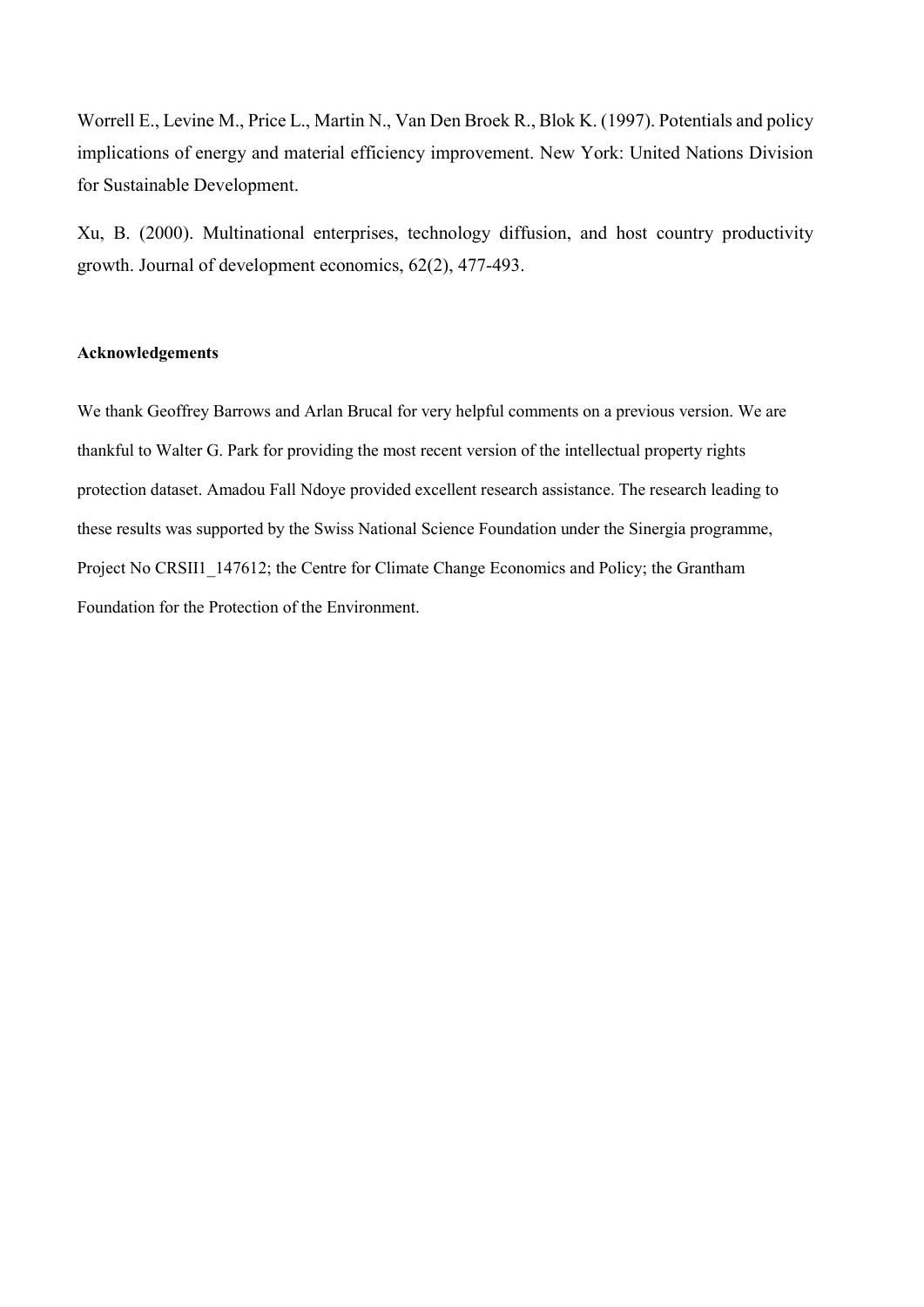Worrell E., Levine M., Price L., Martin N., Van Den Broek R., Blok K. (1997). Potentials and policy implications of energy and material efficiency improvement. New York: United Nations Division for Sustainable Development.

Xu, B. (2000). Multinational enterprises, technology diffusion, and host country productivity growth. Journal of development economics, 62(2), 477-493.

**Acknowledgements**

We thank Geoffrey Barrows and Arlan Brucal for very helpful comments on a previous version. We are thankful to Walter G. Park for providing the most recent version of the intellectual property rights protection dataset. Amadou Fall Ndoye provided excellent research assistance. The research leading to these results was supported by the Swiss National Science Foundation under the Sinergia programme, Project No CRSII1_147612; the Centre for Climate Change Economics and Policy; the Grantham Foundation for the Protection of the Environment.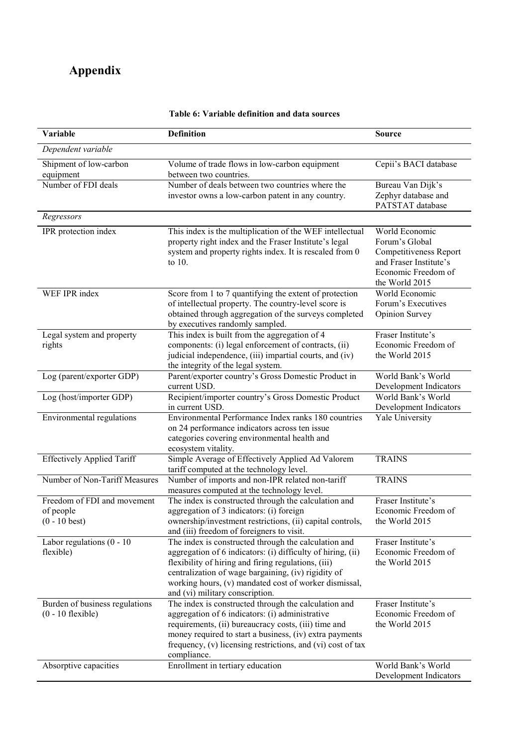# Appendix

**Table 6: Variable definition and data sources**

| Variable | Definition | Source |
|---|---|---|
| *Dependent variable* | | |
| Shipment of low-carbon equipment | Volume of trade flows in low-carbon equipment between two countries. | Cepii's BACI database |
| Number of FDI deals | Number of deals between two countries where the investor owns a low-carbon patent in any country. | Bureau Van Dijk's Zephyr database and PATSTAT database |
| *Regressors* | | |
| IPR protection index | This index is the multiplication of the WEF intellectual property right index and the Fraser Institute's legal system and property rights index. It is rescaled from 0 to 10. | World Economic Forum's Global Competitiveness Report and Fraser Institute's Economic Freedom of the World 2015 |
| WEF IPR index | Score from 1 to 7 quantifying the extent of protection of intellectual property. The country-level score is obtained through aggregation of the surveys completed by executives randomly sampled. | World Economic Forum's Executives Opinion Survey |
| Legal system and property rights | This index is built from the aggregation of 4 components: (i) legal enforcement of contracts, (ii) judicial independence, (iii) impartial courts, and (iv) the integrity of the legal system. | Fraser Institute's Economic Freedom of the World 2015 |
| Log (parent/exporter GDP) | Parent/exporter country's Gross Domestic Product in current USD. | World Bank's World Development Indicators |
| Log (host/importer GDP) | Recipient/importer country's Gross Domestic Product in current USD. | World Bank's World Development Indicators |
| Environmental regulations | Environmental Performance Index ranks 180 countries on 24 performance indicators across ten issue categories covering environmental health and ecosystem vitality. | Yale University |
| Effectively Applied Tariff | Simple Average of Effectively Applied Ad Valorem tariff computed at the technology level. | TRAINS |
| Number of Non-Tariff Measures | Number of imports and non-IPR related non-tariff measures computed at the technology level. | TRAINS |
| Freedom of FDI and movement of people (0 - 10 best) | The index is constructed through the calculation and aggregation of 3 indicators: (i) foreign ownership/investment restrictions, (ii) capital controls, and (iii) freedom of foreigners to visit. | Fraser Institute's Economic Freedom of the World 2015 |
| Labor regulations (0 - 10 flexible) | The index is constructed through the calculation and aggregation of 6 indicators: (i) difficulty of hiring, (ii) flexibility of hiring and firing regulations, (iii) centralization of wage bargaining, (iv) rigidity of working hours, (v) mandated cost of worker dismissal, and (vi) military conscription. | Fraser Institute's Economic Freedom of the World 2015 |
| Burden of business regulations (0 - 10 flexible) | The index is constructed through the calculation and aggregation of 6 indicators: (i) administrative requirements, (ii) bureaucracy costs, (iii) time and money required to start a business, (iv) extra payments frequency, (v) licensing restrictions, and (vi) cost of tax compliance. | Fraser Institute's Economic Freedom of the World 2015 |
| Absorptive capacities | Enrollment in tertiary education | World Bank's World Development Indicators |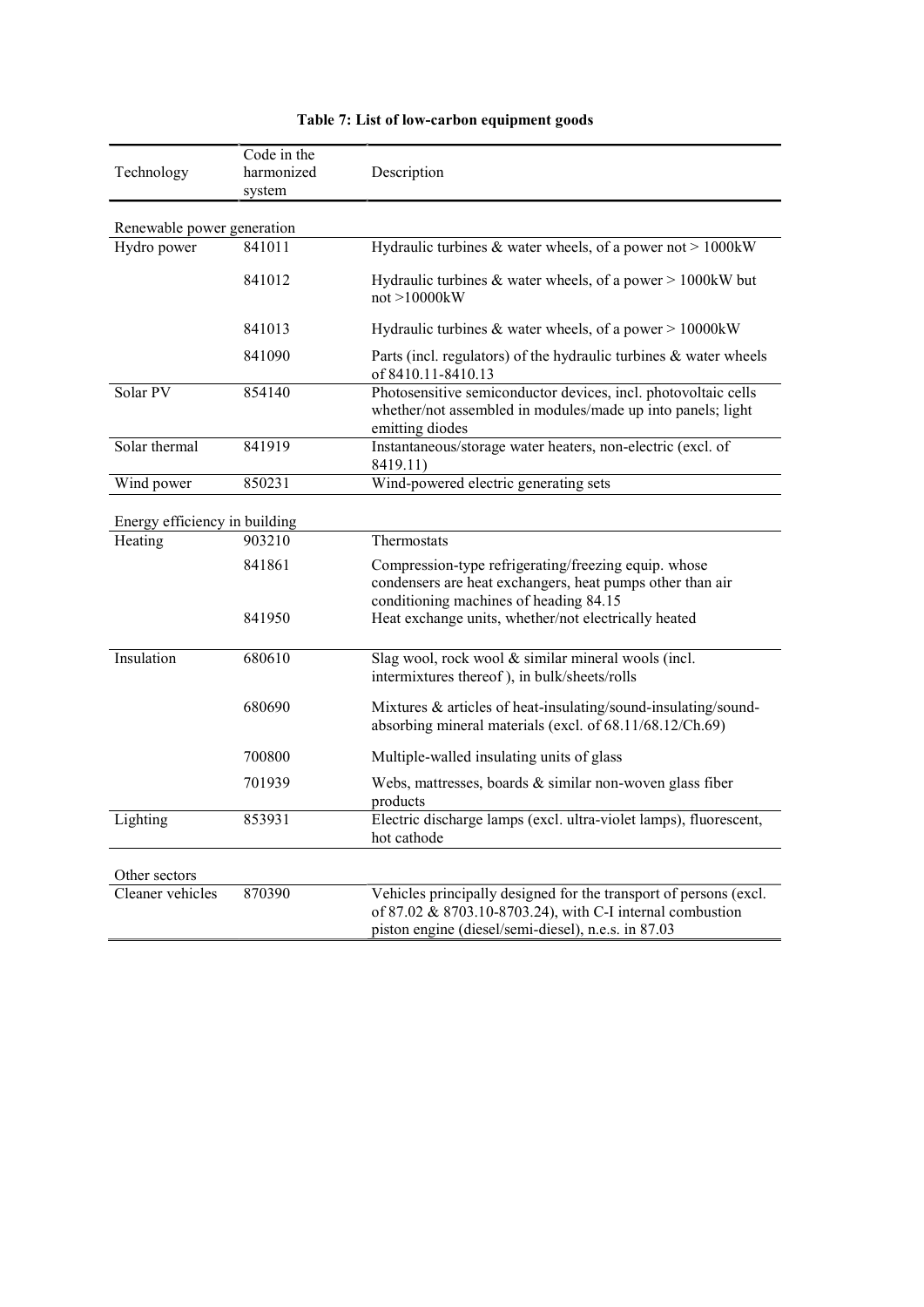**Table 7: List of low-carbon equipment goods**

| Technology | Code in the harmonized system | Description |
|---|---|---|
| Renewable power generation | | |
| Hydro power | 841011 | Hydraulic turbines & water wheels, of a power not > 1000kW |
| | 841012 | Hydraulic turbines & water wheels, of a power > 1000kW but not >10000kW |
| | 841013 | Hydraulic turbines & water wheels, of a power > 10000kW |
| | 841090 | Parts (incl. regulators) of the hydraulic turbines & water wheels of 8410.11-8410.13 |
| Solar PV | 854140 | Photosensitive semiconductor devices, incl. photovoltaic cells whether/not assembled in modules/made up into panels; light emitting diodes |
| Solar thermal | 841919 | Instantaneous/storage water heaters, non-electric (excl. of 8419.11) |
| Wind power | 850231 | Wind-powered electric generating sets |
| Energy efficiency in building | | |
| Heating | 903210 | Thermostats |
| | 841861 | Compression-type refrigerating/freezing equip. whose condensers are heat exchangers, heat pumps other than air conditioning machines of heading 84.15 |
| | 841950 | Heat exchange units, whether/not electrically heated |
| Insulation | 680610 | Slag wool, rock wool & similar mineral wools (incl. intermixtures thereof ), in bulk/sheets/rolls |
| | 680690 | Mixtures & articles of heat-insulating/sound-insulating/sound-absorbing mineral materials (excl. of 68.11/68.12/Ch.69) |
| | 700800 | Multiple-walled insulating units of glass |
| | 701939 | Webs, mattresses, boards & similar non-woven glass fiber products |
| Lighting | 853931 | Electric discharge lamps (excl. ultra-violet lamps), fluorescent, hot cathode |
| Other sectors | | |
| Cleaner vehicles | 870390 | Vehicles principally designed for the transport of persons (excl. of 87.02 & 8703.10-8703.24), with C-I internal combustion piston engine (diesel/semi-diesel), n.e.s. in 87.03 |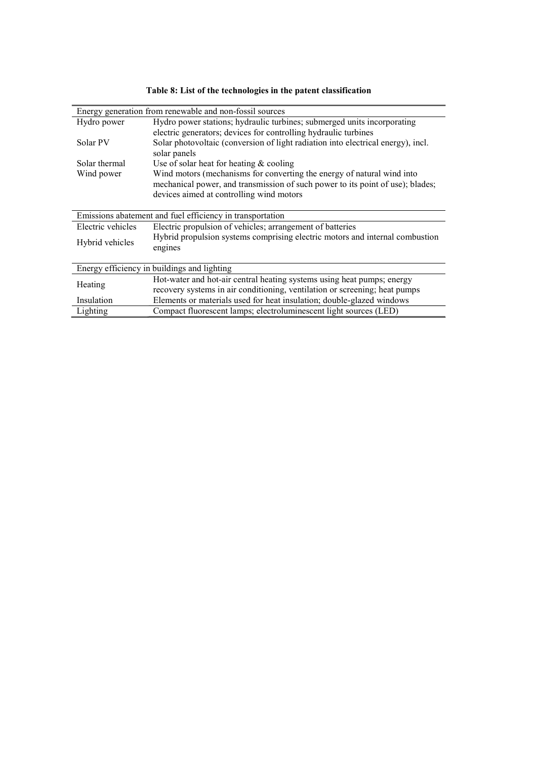**Table 8: List of the technologies in the patent classification**

| Energy generation from renewable and non-fossil sources | |
|---|---|
| Hydro power | Hydro power stations; hydraulic turbines; submerged units incorporating electric generators; devices for controlling hydraulic turbines |
| Solar PV | Solar photovoltaic (conversion of light radiation into electrical energy), incl. solar panels |
| Solar thermal | Use of solar heat for heating & cooling |
| Wind power | Wind motors (mechanisms for converting the energy of natural wind into mechanical power, and transmission of such power to its point of use); blades; devices aimed at controlling wind motors |
| **Emissions abatement and fuel efficiency in transportation** | |
| Electric vehicles | Electric propulsion of vehicles; arrangement of batteries |
| Hybrid vehicles | Hybrid propulsion systems comprising electric motors and internal combustion engines |
| **Energy efficiency in buildings and lighting** | |
| Heating | Hot-water and hot-air central heating systems using heat pumps; energy recovery systems in air conditioning, ventilation or screening; heat pumps |
| Insulation | Elements or materials used for heat insulation; double-glazed windows |
| Lighting | Compact fluorescent lamps; electroluminescent light sources (LED) |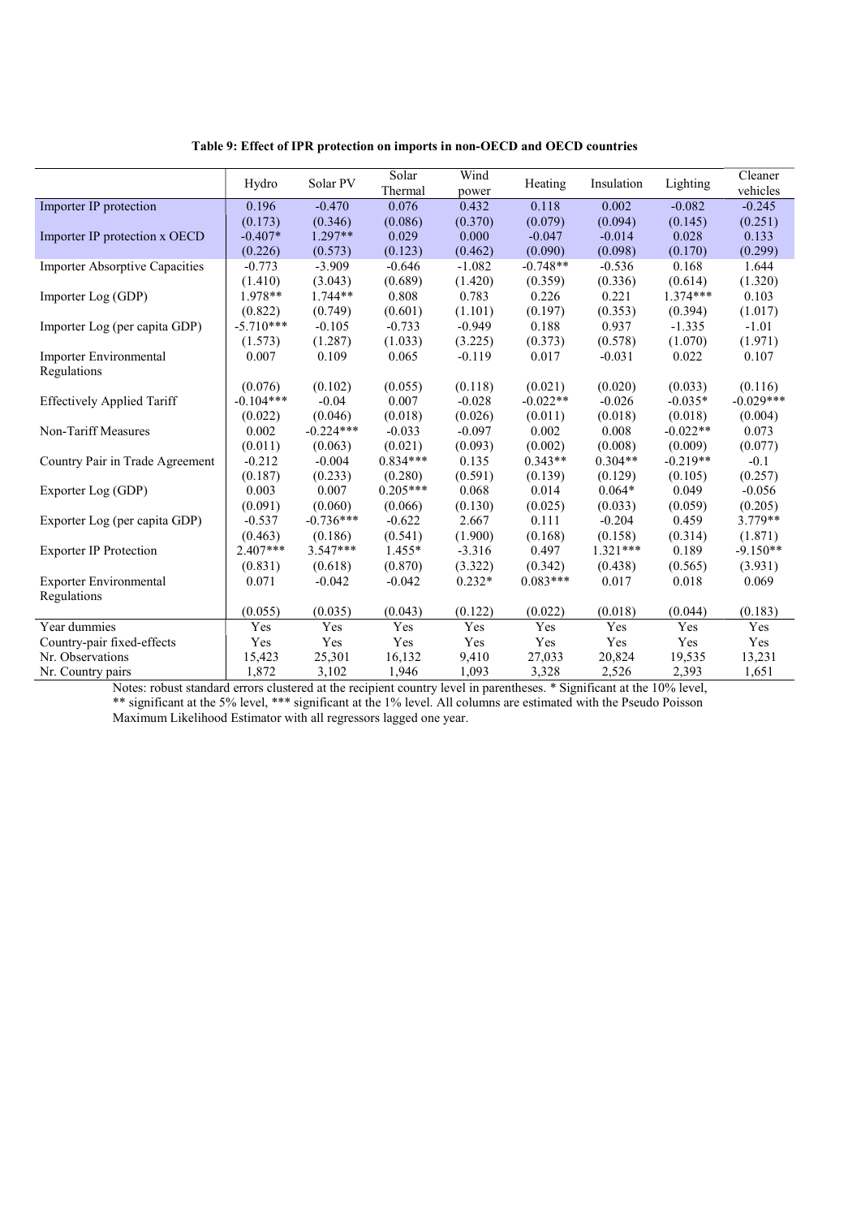**Table 9: Effect of IPR protection on imports in non-OECD and OECD countries**

| | Hydro | Solar PV | Solar Thermal | Wind power | Heating | Insulation | Lighting | Cleaner vehicles |
|---|---|---|---|---|---|---|---|---|
| Importer IP protection | 0.196 | -0.470 | 0.076 | 0.432 | 0.118 | 0.002 | -0.082 | -0.245 |
| | (0.173) | (0.346) | (0.086) | (0.370) | (0.079) | (0.094) | (0.145) | (0.251) |
| Importer IP protection x OECD | -0.407* | 1.297** | 0.029 | 0.000 | -0.047 | -0.014 | 0.028 | 0.133 |
| | (0.226) | (0.573) | (0.123) | (0.462) | (0.090) | (0.098) | (0.170) | (0.299) |
| Importer Absorptive Capacities | -0.773 | -3.909 | -0.646 | -1.082 | -0.748** | -0.536 | 0.168 | 1.644 |
| | (1.410) | (3.043) | (0.689) | (1.420) | (0.359) | (0.336) | (0.614) | (1.320) |
| Importer Log (GDP) | 1.978** | 1.744** | 0.808 | 0.783 | 0.226 | 0.221 | 1.374*** | 0.103 |
| | (0.822) | (0.749) | (0.601) | (1.101) | (0.197) | (0.353) | (0.394) | (1.017) |
| Importer Log (per capita GDP) | -5.710*** | -0.105 | -0.733 | -0.949 | 0.188 | 0.937 | -1.335 | -1.01 |
| | (1.573) | (1.287) | (1.033) | (3.225) | (0.373) | (0.578) | (1.070) | (1.971) |
| Importer Environmental Regulations | 0.007 | 0.109 | 0.065 | -0.119 | 0.017 | -0.031 | 0.022 | 0.107 |
| | (0.076) | (0.102) | (0.055) | (0.118) | (0.021) | (0.020) | (0.033) | (0.116) |
| Effectively Applied Tariff | -0.104*** | -0.04 | 0.007 | -0.028 | -0.022** | -0.026 | -0.035* | -0.029*** |
| | (0.022) | (0.046) | (0.018) | (0.026) | (0.011) | (0.018) | (0.018) | (0.004) |
| Non-Tariff Measures | 0.002 | -0.224*** | -0.033 | -0.097 | 0.002 | 0.008 | -0.022** | 0.073 |
| | (0.011) | (0.063) | (0.021) | (0.093) | (0.002) | (0.008) | (0.009) | (0.077) |
| Country Pair in Trade Agreement | -0.212 | -0.004 | 0.834*** | 0.135 | 0.343** | 0.304** | -0.219** | -0.1 |
| | (0.187) | (0.233) | (0.280) | (0.591) | (0.139) | (0.129) | (0.105) | (0.257) |
| Exporter Log (GDP) | 0.003 | 0.007 | 0.205*** | 0.068 | 0.014 | 0.064* | 0.049 | -0.056 |
| | (0.091) | (0.060) | (0.066) | (0.130) | (0.025) | (0.033) | (0.059) | (0.205) |
| Exporter Log (per capita GDP) | -0.537 | -0.736*** | -0.622 | 2.667 | 0.111 | -0.204 | 0.459 | 3.779** |
| | (0.463) | (0.186) | (0.541) | (1.900) | (0.168) | (0.158) | (0.314) | (1.871) |
| Exporter IP Protection | 2.407*** | 3.547*** | 1.455* | -3.316 | 0.497 | 1.321*** | 0.189 | -9.150** |
| | (0.831) | (0.618) | (0.870) | (3.322) | (0.342) | (0.438) | (0.565) | (3.931) |
| Exporter Environmental Regulations | 0.071 | -0.042 | -0.042 | 0.232* | 0.083*** | 0.017 | 0.018 | 0.069 |
| | (0.055) | (0.035) | (0.043) | (0.122) | (0.022) | (0.018) | (0.044) | (0.183) |
| Year dummies | Yes | Yes | Yes | Yes | Yes | Yes | Yes | Yes |
| Country-pair fixed-effects | Yes | Yes | Yes | Yes | Yes | Yes | Yes | Yes |
| Nr. Observations | 15,423 | 25,301 | 16,132 | 9,410 | 27,033 | 20,824 | 19,535 | 13,231 |
| Nr. Country pairs | 1,872 | 3,102 | 1,946 | 1,093 | 3,328 | 2,526 | 2,393 | 1,651 |

Notes: robust standard errors clustered at the recipient country level in parentheses. * Significant at the 10% level, ** significant at the 5% level, *** significant at the 1% level. All columns are estimated with the Pseudo Poisson Maximum Likelihood Estimator with all regressors lagged one year.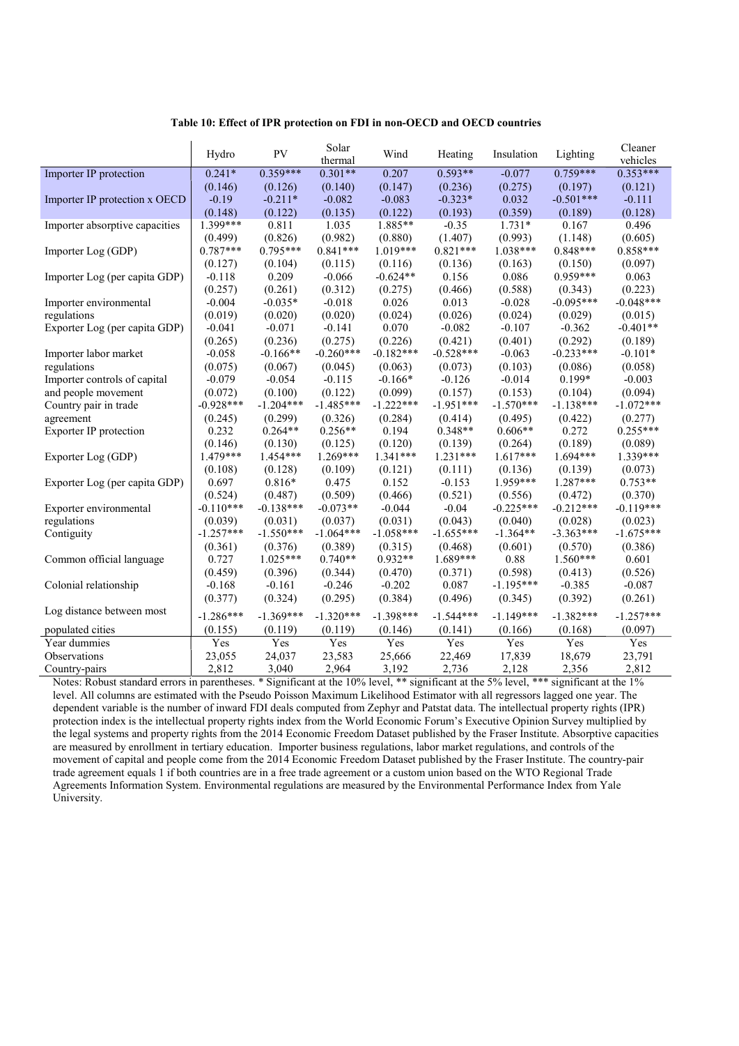**Table 10: Effect of IPR protection on FDI in non-OECD and OECD countries**

| | Hydro | PV | Solar thermal | Wind | Heating | Insulation | Lighting | Cleaner vehicles |
|---|---|---|---|---|---|---|---|---|
| Importer IP protection | 0.241* | 0.359*** | 0.301** | 0.207 | 0.593** | -0.077 | 0.759*** | 0.353*** |
| | (0.146) | (0.126) | (0.140) | (0.147) | (0.236) | (0.275) | (0.197) | (0.121) |
| Importer IP protection x OECD | -0.19 | -0.211* | -0.082 | -0.083 | -0.323* | 0.032 | -0.501*** | -0.111 |
| | (0.148) | (0.122) | (0.135) | (0.122) | (0.193) | (0.359) | (0.189) | (0.128) |
| Importer absorptive capacities | 1.399*** | 0.811 | 1.035 | 1.885** | -0.35 | 1.731* | 0.167 | 0.496 |
| | (0.499) | (0.826) | (0.982) | (0.880) | (1.407) | (0.993) | (1.148) | (0.605) |
| Importer Log (GDP) | 0.787*** | 0.795*** | 0.841*** | 1.019*** | 0.821*** | 1.038*** | 0.848*** | 0.858*** |
| | (0.127) | (0.104) | (0.115) | (0.116) | (0.136) | (0.163) | (0.150) | (0.097) |
| Importer Log (per capita GDP) | -0.118 | 0.209 | -0.066 | -0.624** | 0.156 | 0.086 | 0.959*** | 0.063 |
| | (0.257) | (0.261) | (0.312) | (0.275) | (0.466) | (0.588) | (0.343) | (0.223) |
| Importer environmental regulations | -0.004 | -0.035* | -0.018 | 0.026 | 0.013 | -0.028 | -0.095*** | -0.048*** |
| | (0.019) | (0.020) | (0.020) | (0.024) | (0.026) | (0.024) | (0.029) | (0.015) |
| Exporter Log (per capita GDP) | -0.041 | -0.071 | -0.141 | 0.070 | -0.082 | -0.107 | -0.362 | -0.401** |
| | (0.265) | (0.236) | (0.275) | (0.226) | (0.421) | (0.401) | (0.292) | (0.189) |
| Importer labor market regulations | -0.058 | -0.166** | -0.260*** | -0.182*** | -0.528*** | -0.063 | -0.233*** | -0.101* |
| | (0.075) | (0.067) | (0.045) | (0.063) | (0.073) | (0.103) | (0.086) | (0.058) |
| Importer controls of capital and people movement | -0.079 | -0.054 | -0.115 | -0.166* | -0.126 | -0.014 | 0.199* | -0.003 |
| | (0.072) | (0.100) | (0.122) | (0.099) | (0.157) | (0.153) | (0.104) | (0.094) |
| Country pair in trade agreement | -0.928*** | -1.204*** | -1.485*** | -1.222*** | -1.951*** | -1.570*** | -1.138*** | -1.072*** |
| | (0.245) | (0.299) | (0.326) | (0.284) | (0.414) | (0.495) | (0.422) | (0.277) |
| Exporter IP protection | 0.232 | 0.264** | 0.256** | 0.194 | 0.348** | 0.606** | 0.272 | 0.255*** |
| | (0.146) | (0.130) | (0.125) | (0.120) | (0.139) | (0.264) | (0.189) | (0.089) |
| Exporter Log (GDP) | 1.479*** | 1.454*** | 1.269*** | 1.341*** | 1.231*** | 1.617*** | 1.694*** | 1.339*** |
| | (0.108) | (0.128) | (0.109) | (0.121) | (0.111) | (0.136) | (0.139) | (0.073) |
| Exporter Log (per capita GDP) | 0.697 | 0.816* | 0.475 | 0.152 | -0.153 | 1.959*** | 1.287*** | 0.753** |
| | (0.524) | (0.487) | (0.509) | (0.466) | (0.521) | (0.556) | (0.472) | (0.370) |
| Exporter environmental regulations | -0.110*** | -0.138*** | -0.073** | -0.044 | -0.04 | -0.225*** | -0.212*** | -0.119*** |
| | (0.039) | (0.031) | (0.037) | (0.031) | (0.043) | (0.040) | (0.028) | (0.023) |
| Contiguity | -1.257*** | -1.550*** | -1.064*** | -1.058*** | -1.655*** | -1.364** | -3.363*** | -1.675*** |
| | (0.361) | (0.376) | (0.389) | (0.315) | (0.468) | (0.601) | (0.570) | (0.386) |
| Common official language | 0.727 | 1.025*** | 0.740** | 0.932** | 1.689*** | 0.88 | 1.560*** | 0.601 |
| | (0.459) | (0.396) | (0.344) | (0.470) | (0.371) | (0.598) | (0.413) | (0.526) |
| Colonial relationship | -0.168 | -0.161 | -0.246 | -0.202 | 0.087 | -1.195*** | -0.385 | -0.087 |
| | (0.377) | (0.324) | (0.295) | (0.384) | (0.496) | (0.345) | (0.392) | (0.261) |
| Log distance between most populated cities | -1.286*** | -1.369*** | -1.320*** | -1.398*** | -1.544*** | -1.149*** | -1.382*** | -1.257*** |
| | (0.155) | (0.119) | (0.119) | (0.146) | (0.141) | (0.166) | (0.168) | (0.097) |
| Year dummies | Yes | Yes | Yes | Yes | Yes | Yes | Yes | Yes |
| Observations | 23,055 | 24,037 | 23,583 | 25,666 | 22,469 | 17,839 | 18,679 | 23,791 |
| Country-pairs | 2,812 | 3,040 | 2,964 | 3,192 | 2,736 | 2,128 | 2,356 | 2,812 |

Notes: Robust standard errors in parentheses. * Significant at the 10% level, ** significant at the 5% level, *** significant at the 1% level. All columns are estimated with the Pseudo Poisson Maximum Likelihood Estimator with all regressors lagged one year. The dependent variable is the number of inward FDI deals computed from Zephyr and Patstat data. The intellectual property rights (IPR) protection index is the intellectual property rights index from the World Economic Forum's Executive Opinion Survey multiplied by the legal systems and property rights from the 2014 Economic Freedom Dataset published by the Fraser Institute. Absorptive capacities are measured by enrollment in tertiary education. Importer business regulations, labor market regulations, and controls of the movement of capital and people come from the 2014 Economic Freedom Dataset published by the Fraser Institute. The country-pair trade agreement equals 1 if both countries are in a free trade agreement or a custom union based on the WTO Regional Trade Agreements Information System. Environmental regulations are measured by the Environmental Performance Index from Yale University.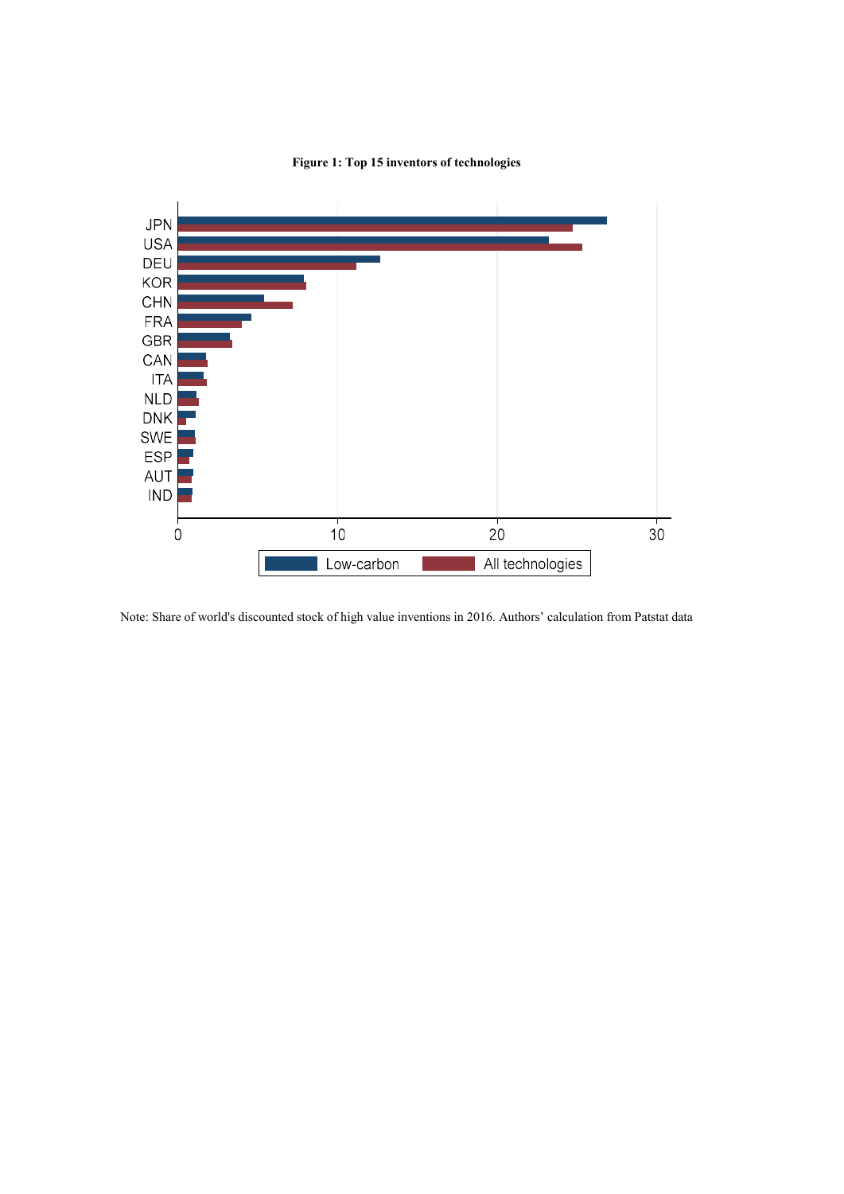**Figure 1: Top 15 inventors of technologies**

JPN
USA
DEU
KOR
CHN
FRA
GBR
CAN
ITA
NLD
DNK
SWE
ESP
AUT
IND

0 10 20 30

Low-carbon
All technologies

Note: Share of world's discounted stock of high value inventions in 2016. Authors' calculation from Patstat data